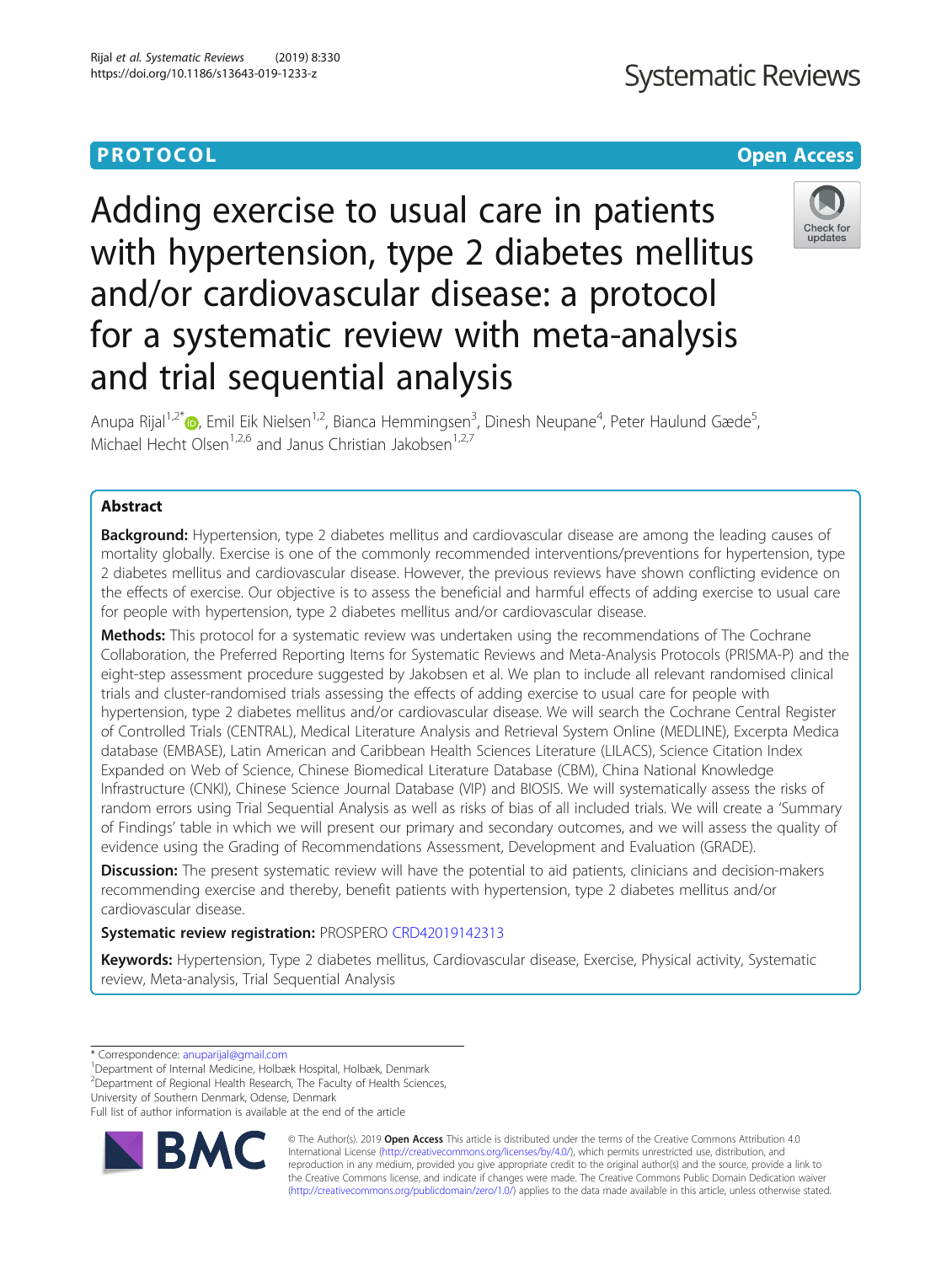PROTOCOL

Open Access

# Adding exercise to usual care in patients with hypertension, type 2 diabetes mellitus and/or cardiovascular disease: a protocol for a systematic review with meta-analysis and trial sequential analysis

Anupa Rijal[1,2*], Emil Eik Nielsen[1,2], Bianca Hemmingsen[3], Dinesh Neupane[4], Peter Haulund Gæde[5], Michael Hecht Olsen[1,2,6] and Janus Christian Jakobsen[1,2,7]

## Abstract

**Background:** Hypertension, type 2 diabetes mellitus and cardiovascular disease are among the leading causes of mortality globally. Exercise is one of the commonly recommended interventions/preventions for hypertension, type 2 diabetes mellitus and cardiovascular disease. However, the previous reviews have shown conflicting evidence on the effects of exercise. Our objective is to assess the beneficial and harmful effects of adding exercise to usual care for people with hypertension, type 2 diabetes mellitus and/or cardiovascular disease.

**Methods:** This protocol for a systematic review was undertaken using the recommendations of The Cochrane Collaboration, the Preferred Reporting Items for Systematic Reviews and Meta-Analysis Protocols (PRISMA-P) and the eight-step assessment procedure suggested by Jakobsen et al. We plan to include all relevant randomised clinical trials and cluster-randomised trials assessing the effects of adding exercise to usual care for people with hypertension, type 2 diabetes mellitus and/or cardiovascular disease. We will search the Cochrane Central Register of Controlled Trials (CENTRAL), Medical Literature Analysis and Retrieval System Online (MEDLINE), Excerpta Medica database (EMBASE), Latin American and Caribbean Health Sciences Literature (LILACS), Science Citation Index Expanded on Web of Science, Chinese Biomedical Literature Database (CBM), China National Knowledge Infrastructure (CNKI), Chinese Science Journal Database (VIP) and BIOSIS. We will systematically assess the risks of random errors using Trial Sequential Analysis as well as risks of bias of all included trials. We will create a 'Summary of Findings' table in which we will present our primary and secondary outcomes, and we will assess the quality of evidence using the Grading of Recommendations Assessment, Development and Evaluation (GRADE).

**Discussion:** The present systematic review will have the potential to aid patients, clinicians and decision-makers recommending exercise and thereby, benefit patients with hypertension, type 2 diabetes mellitus and/or cardiovascular disease.

**Systematic review registration:** PROSPERO CRD42019142313

**Keywords:** Hypertension, Type 2 diabetes mellitus, Cardiovascular disease, Exercise, Physical activity, Systematic review, Meta-analysis, Trial Sequential Analysis

\* Correspondence: anuparijal@gmail.com
[1]Department of Internal Medicine, Holbæk Hospital, Holbæk, Denmark
[2]Department of Regional Health Research, The Faculty of Health Sciences, University of Southern Denmark, Odense, Denmark
Full list of author information is available at the end of the article

© The Author(s). 2019 **Open Access** This article is distributed under the terms of the Creative Commons Attribution 4.0 International License (http://creativecommons.org/licenses/by/4.0/), which permits unrestricted use, distribution, and reproduction in any medium, provided you give appropriate credit to the original author(s) and the source, provide a link to the Creative Commons license, and indicate if changes were made. The Creative Commons Public Domain Dedication waiver (http://creativecommons.org/publicdomain/zero/1.0/) applies to the data made available in this article, unless otherwise stated.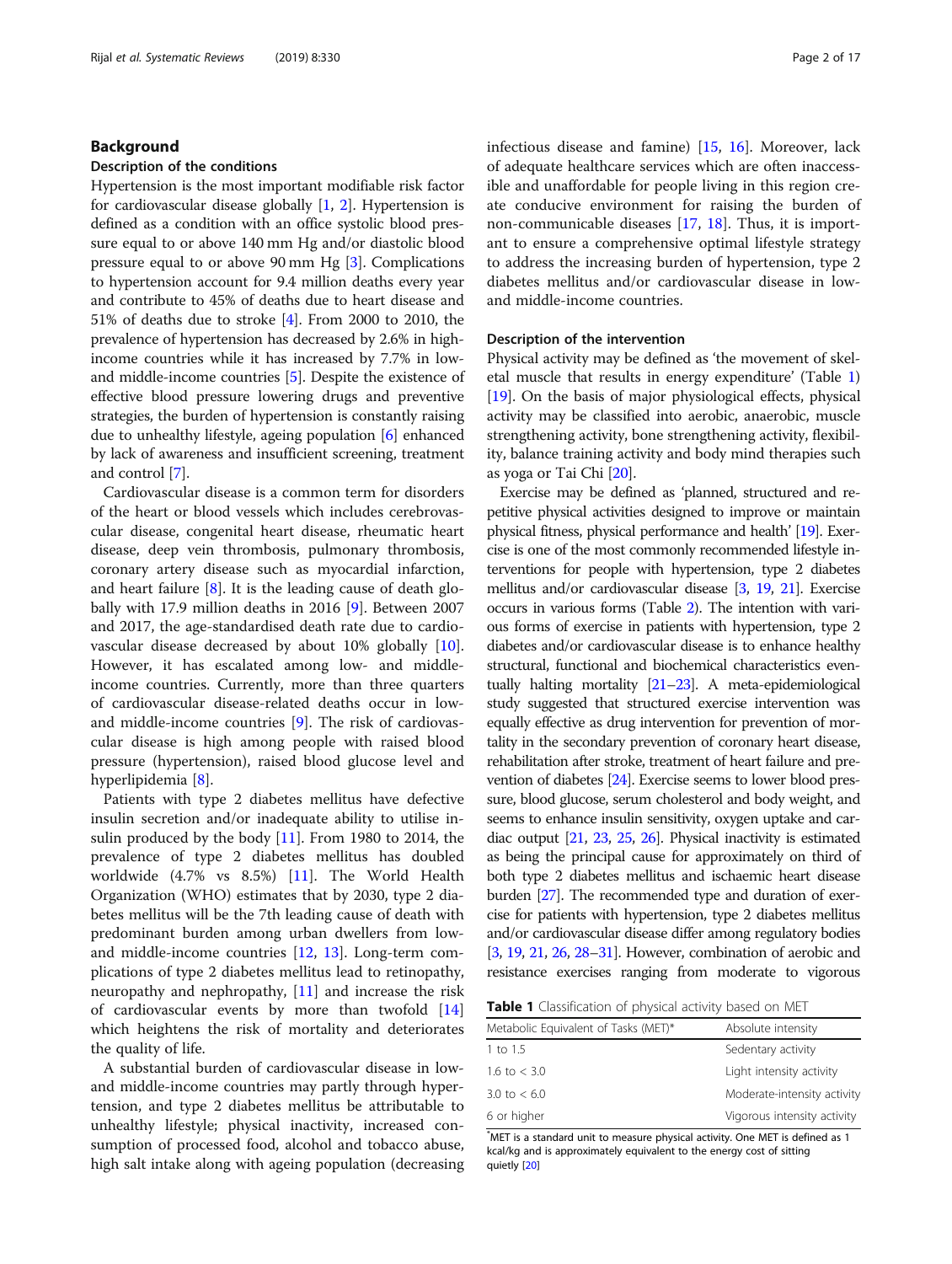## Background

### Description of the conditions

Hypertension is the most important modifiable risk factor for cardiovascular disease globally [1, 2]. Hypertension is defined as a condition with an office systolic blood pressure equal to or above 140 mm Hg and/or diastolic blood pressure equal to or above 90 mm Hg [3]. Complications to hypertension account for 9.4 million deaths every year and contribute to 45% of deaths due to heart disease and 51% of deaths due to stroke [4]. From 2000 to 2010, the prevalence of hypertension has decreased by 2.6% in high-income countries while it has increased by 7.7% in low- and middle-income countries [5]. Despite the existence of effective blood pressure lowering drugs and preventive strategies, the burden of hypertension is constantly raising due to unhealthy lifestyle, ageing population [6] enhanced by lack of awareness and insufficient screening, treatment and control [7].

Cardiovascular disease is a common term for disorders of the heart or blood vessels which includes cerebrovascular disease, congenital heart disease, rheumatic heart disease, deep vein thrombosis, pulmonary thrombosis, coronary artery disease such as myocardial infarction, and heart failure [8]. It is the leading cause of death globally with 17.9 million deaths in 2016 [9]. Between 2007 and 2017, the age-standardised death rate due to cardiovascular disease decreased by about 10% globally [10]. However, it has escalated among low- and middle-income countries. Currently, more than three quarters of cardiovascular disease-related deaths occur in low- and middle-income countries [9]. The risk of cardiovascular disease is high among people with raised blood pressure (hypertension), raised blood glucose level and hyperlipidemia [8].

Patients with type 2 diabetes mellitus have defective insulin secretion and/or inadequate ability to utilise insulin produced by the body [11]. From 1980 to 2014, the prevalence of type 2 diabetes mellitus has doubled worldwide (4.7% vs 8.5%) [11]. The World Health Organization (WHO) estimates that by 2030, type 2 diabetes mellitus will be the 7th leading cause of death with predominant burden among urban dwellers from low- and middle-income countries [12, 13]. Long-term complications of type 2 diabetes mellitus lead to retinopathy, neuropathy and nephropathy, [11] and increase the risk of cardiovascular events by more than twofold [14] which heightens the risk of mortality and deteriorates the quality of life.

A substantial burden of cardiovascular disease in low- and middle-income countries may partly through hypertension, and type 2 diabetes mellitus be attributable to unhealthy lifestyle; physical inactivity, increased consumption of processed food, alcohol and tobacco abuse, high salt intake along with ageing population (decreasing infectious disease and famine) [15, 16]. Moreover, lack of adequate healthcare services which are often inaccessible and unaffordable for people living in this region create conducive environment for raising the burden of non-communicable diseases [17, 18]. Thus, it is important to ensure a comprehensive optimal lifestyle strategy to address the increasing burden of hypertension, type 2 diabetes mellitus and/or cardiovascular disease in low- and middle-income countries.

### Description of the intervention

Physical activity may be defined as 'the movement of skeletal muscle that results in energy expenditure' (Table 1) [19]. On the basis of major physiological effects, physical activity may be classified into aerobic, anaerobic, muscle strengthening activity, bone strengthening activity, flexibility, balance training activity and body mind therapies such as yoga or Tai Chi [20].

Exercise may be defined as 'planned, structured and repetitive physical activities designed to improve or maintain physical fitness, physical performance and health' [19]. Exercise is one of the most commonly recommended lifestyle interventions for people with hypertension, type 2 diabetes mellitus and/or cardiovascular disease [3, 19, 21]. Exercise occurs in various forms (Table 2). The intention with various forms of exercise in patients with hypertension, type 2 diabetes and/or cardiovascular disease is to enhance healthy structural, functional and biochemical characteristics eventually halting mortality [21–23]. A meta-epidemiological study suggested that structured exercise intervention was equally effective as drug intervention for prevention of mortality in the secondary prevention of coronary heart disease, rehabilitation after stroke, treatment of heart failure and prevention of diabetes [24]. Exercise seems to lower blood pressure, blood glucose, serum cholesterol and body weight, and seems to enhance insulin sensitivity, oxygen uptake and cardiac output [21, 23, 25, 26]. Physical inactivity is estimated as being the principal cause for approximately on third of both type 2 diabetes mellitus and ischaemic heart disease burden [27]. The recommended type and duration of exercise for patients with hypertension, type 2 diabetes mellitus and/or cardiovascular disease differ among regulatory bodies [3, 19, 21, 26, 28–31]. However, combination of aerobic and resistance exercises ranging from moderate to vigorous

**Table 1** Classification of physical activity based on MET

| Metabolic Equivalent of Tasks (MET)* | Absolute intensity |
|---|---|
| 1 to 1.5 | Sedentary activity |
| 1.6 to < 3.0 | Light intensity activity |
| 3.0 to < 6.0 | Moderate-intensity activity |
| 6 or higher | Vigorous intensity activity |

*MET is a standard unit to measure physical activity. One MET is defined as 1 kcal/kg and is approximately equivalent to the energy cost of sitting quietly [20]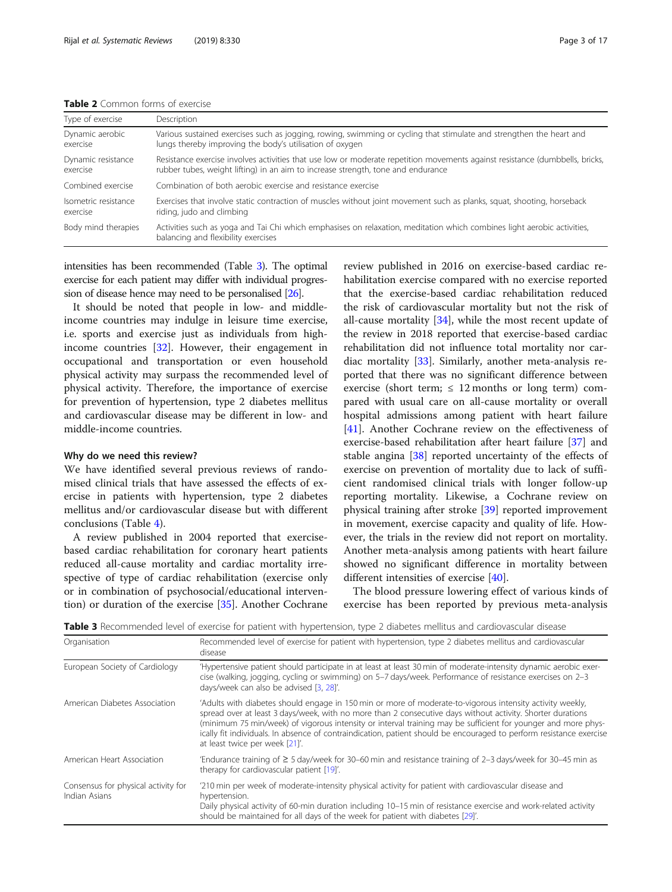**Table 2** Common forms of exercise

| Type of exercise | Description |
| --- | --- |
| Dynamic aerobic exercise | Various sustained exercises such as jogging, rowing, swimming or cycling that stimulate and strengthen the heart and lungs thereby improving the body's utilisation of oxygen |
| Dynamic resistance exercise | Resistance exercise involves activities that use low or moderate repetition movements against resistance (dumbbells, bricks, rubber tubes, weight lifting) in an aim to increase strength, tone and endurance |
| Combined exercise | Combination of both aerobic exercise and resistance exercise |
| Isometric resistance exercise | Exercises that involve static contraction of muscles without joint movement such as planks, squat, shooting, horseback riding, judo and climbing |
| Body mind therapies | Activities such as yoga and Tai Chi which emphasises on relaxation, meditation which combines light aerobic activities, balancing and flexibility exercises |

intensities has been recommended (Table 3). The optimal exercise for each patient may differ with individual progression of disease hence may need to be personalised [26].

It should be noted that people in low- and middle-income countries may indulge in leisure time exercise, i.e. sports and exercise just as individuals from high-income countries [32]. However, their engagement in occupational and transportation or even household physical activity may surpass the recommended level of physical activity. Therefore, the importance of exercise for prevention of hypertension, type 2 diabetes mellitus and cardiovascular disease may be different in low- and middle-income countries.

### Why do we need this review?

We have identified several previous reviews of randomised clinical trials that have assessed the effects of exercise in patients with hypertension, type 2 diabetes mellitus and/or cardiovascular disease but with different conclusions (Table 4).

A review published in 2004 reported that exercise-based cardiac rehabilitation for coronary heart patients reduced all-cause mortality and cardiac mortality irrespective of type of cardiac rehabilitation (exercise only or in combination of psychosocial/educational intervention) or duration of the exercise [35]. Another Cochrane review published in 2016 on exercise-based cardiac rehabilitation exercise compared with no exercise reported that the exercise-based cardiac rehabilitation reduced the risk of cardiovascular mortality but not the risk of all-cause mortality [34], while the most recent update of the review in 2018 reported that exercise-based cardiac rehabilitation did not influence total mortality nor cardiac mortality [33]. Similarly, another meta-analysis reported that there was no significant difference between exercise (short term; ≤ 12 months or long term) compared with usual care on all-cause mortality or overall hospital admissions among patient with heart failure [41]. Another Cochrane review on the effectiveness of exercise-based rehabilitation after heart failure [37] and stable angina [38] reported uncertainty of the effects of exercise on prevention of mortality due to lack of sufficient randomised clinical trials with longer follow-up reporting mortality. Likewise, a Cochrane review on physical training after stroke [39] reported improvement in movement, exercise capacity and quality of life. However, the trials in the review did not report on mortality. Another meta-analysis among patients with heart failure showed no significant difference in mortality between different intensities of exercise [40].

The blood pressure lowering effect of various kinds of exercise has been reported by previous meta-analysis

**Table 3** Recommended level of exercise for patient with hypertension, type 2 diabetes mellitus and cardiovascular disease

| Organisation | Recommended level of exercise for patient with hypertension, type 2 diabetes mellitus and cardiovascular disease |
| --- | --- |
| European Society of Cardiology | 'Hypertensive patient should participate in at least at least 30 min of moderate-intensity dynamic aerobic exercise (walking, jogging, cycling or swimming) on 5–7 days/week. Performance of resistance exercises on 2–3 days/week can also be advised [3, 28]'. |
| American Diabetes Association | 'Adults with diabetes should engage in 150 min or more of moderate-to-vigorous intensity activity weekly, spread over at least 3 days/week, with no more than 2 consecutive days without activity. Shorter durations (minimum 75 min/week) of vigorous intensity or interval training may be sufficient for younger and more physically fit individuals. In absence of contraindication, patient should be encouraged to perform resistance exercise at least twice per week [21]'. |
| American Heart Association | 'Endurance training of ≥ 5 day/week for 30–60 min and resistance training of 2–3 days/week for 30–45 min as therapy for cardiovascular patient [19]'. |
| Consensus for physical activity for Indian Asians | '210 min per week of moderate-intensity physical activity for patient with cardiovascular disease and hypertension. Daily physical activity of 60-min duration including 10–15 min of resistance exercise and work-related activity should be maintained for all days of the week for patient with diabetes [29]'. |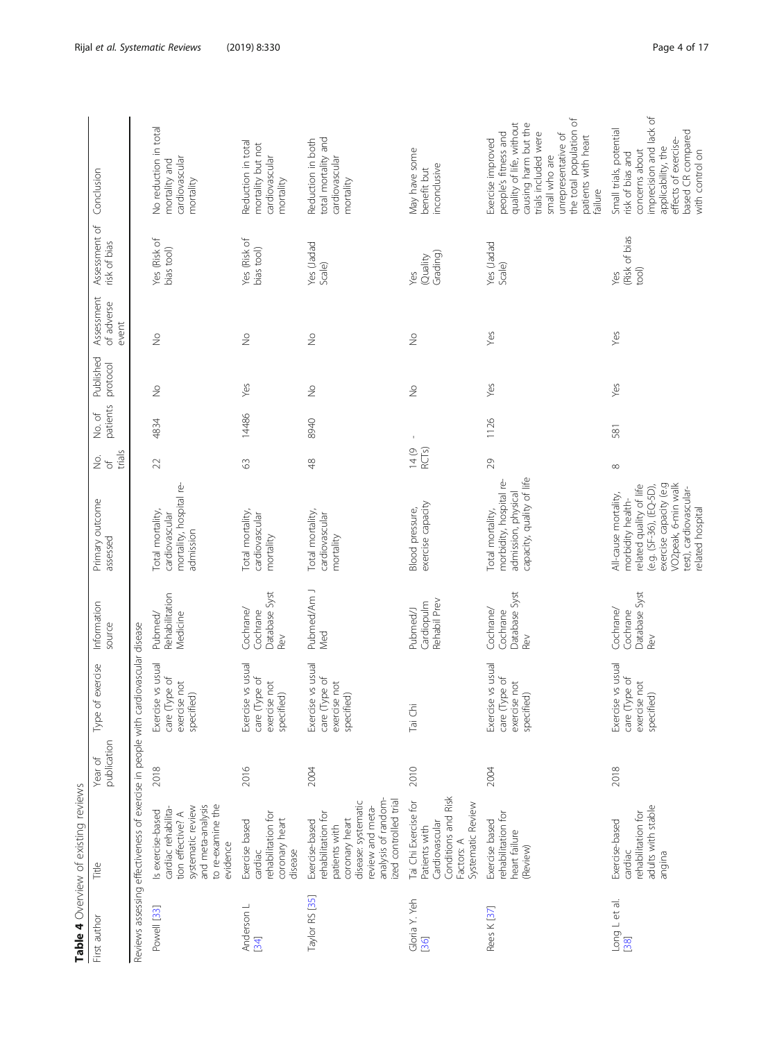**Table 4** Overview of existing reviews

| First author | Title | Year of publication | Type of exercise | Information source | Primary outcome assessed | No. of trials | No. of patients | Published protocol | Assessment of adverse event | Assessment of risk of bias | Conclusion |
|---|---|---|---|---|---|---|---|---|---|---|---|
| Reviews assessing effectiveness of exercise in people with cardiovascular disease | | | | | | | | | | | |
| Powell [33] | Is exercise-based cardiac rehabilitation effective? A systematic review and meta-analysis to re-examine the evidence | 2018 | Exercise vs usual care (Type of exercise not specified) | Pubmed/ Rehabilitation Medicine | Total mortality, cardiovascular mortality, hospital re-admission | 22 | 4834 | No | No | Yes (Risk of bias tool) | No reduction in total mortality and cardiovascular mortality |
| Anderson L [34] | Exercise based cardiac rehabilitation for coronary heart disease | 2016 | Exercise vs usual care (Type of exercise not specified) | Cochrane/ Cochrane Database Syst Rev | Total mortality, cardiovascular mortality | 63 | 14486 | Yes | No | Yes (Risk of bias tool) | Reduction in total mortality but not cardiovascular mortality |
| Taylor RS [35] | Exercise-based rehabilitation for patients with coronary heart disease: systematic review and meta-analysis of randomized controlled trial | 2004 | Exercise vs usual care (Type of exercise not specified) | Pubmed/Am J Med | Total mortality, cardiovascular mortality | 48 | 8940 | No | No | Yes (Jadad Scale) | Reduction in both total mortality and cardiovascular mortality |
| Gloria Y. Yeh [36] | Tai Chi Exercise for Patients with Cardiovascular Conditions and Risk Factors: A Systematic Review | 2010 | Tai Chi | Pubmed/J Cardiopulm Rehabil Prev | Blood pressure, exercise capacity | 14 (9 RCTs) | - | No | No | Yes (Quality Grading) | May have some benefit but inconclusive |
| Rees K [37] | Exercise based rehabilitation for heart failure (Review) | 2004 | Exercise vs usual care (Type of exercise not specified) | Cochrane/ Cochrane Database Syst Rev | Total mortality, morbidity, hospital re-admission, physical capacity, quality of life | 29 | 1126 | Yes | Yes | Yes (Jadad Scale) | Exercise improved people's fitness and quality of life, without causing harm but the trials included were small who are unrepresentative of the total population of patients with heart failure |
| Long L et al. [38] | Exercise-based cardiac rehabilitation for adults with stable angina | 2018 | Exercise vs usual care (Type of exercise not specified) | Cochrane/ Cochrane Database Syst Rev | All-cause mortality, morbidity health-related quality of life (e.g. (SF-36), (EQ-5D), exercise capacity (e.g VO2peak, 6-min walk test), cardiovascular-related hospital | 8 | 581 | Yes | Yes | Yes (Risk of bias tool) | Small trials, potential risk of bias and concerns about imprecision and lack of applicability, the effects of exercise-based CR compared with control on |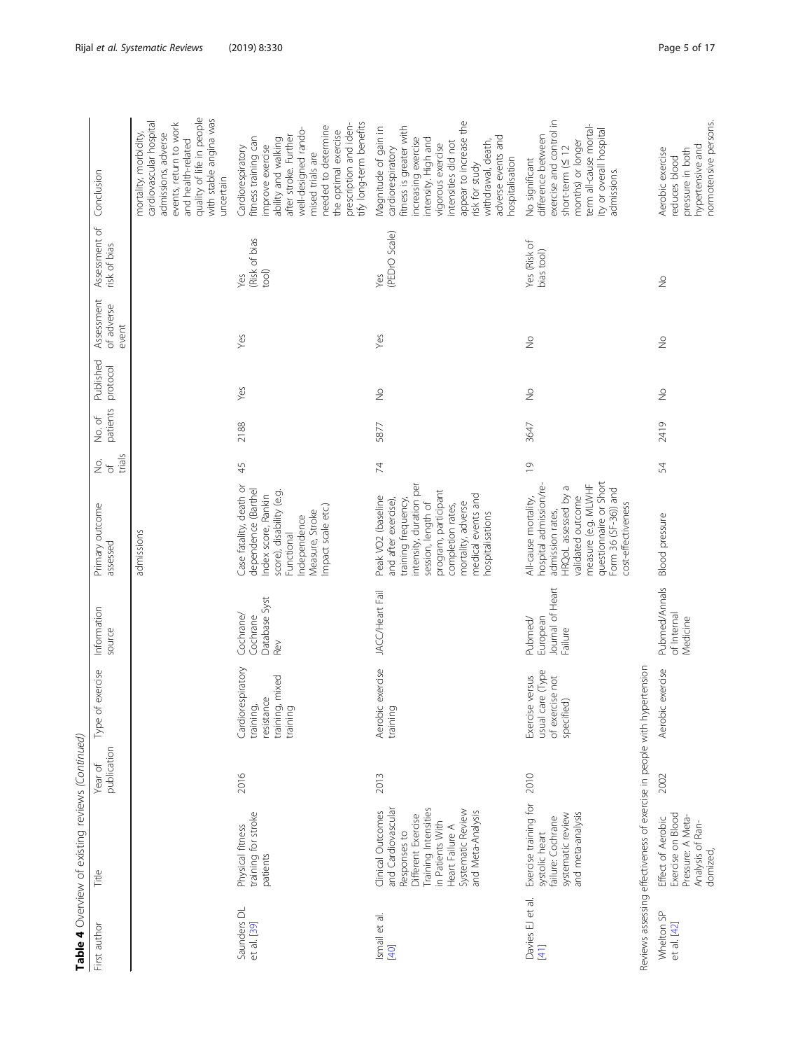**Table 4** Overview of existing reviews *(Continued)*

| First author | Title | Year of publication | Type of exercise | Information source | Primary outcome assessed | No. of trials | No. of patients | Published protocol | Assessment of adverse event | Assessment of risk of bias | Conclusion |
|---|---|---|---|---|---|---|---|---|---|---|---|
| | | | | | admissions | | | | | | mortality, morbidity, cardiovascular hospital admissions, adverse events, return to work and health-related quality of life in people with stable angina was uncertain |
| Saunders DL et al. [39] | Physical fitness training for stroke patients | 2016 | Cardiorespiratory training, resistance training, mixed training | Cochrane/ Cochrane Database Syst Rev | Case fatality, death or dependence (Barthel Index score, Rankin score), disability (e.g. Functional Independence Measure, Stroke Impact scale etc.) | 45 | 2188 | Yes | Yes | Yes (Risk of bias tool) | Cardiorespiratory fitness training can improve exercise ability and walking after stroke. Further well-designed randomised trials are needed to determine the optimal exercise prescription and identify long-term benefits |
| Ismail et al. [40] | Clinical Outcomes and Cardiovascular Responses to Different Exercise Training Intensities in Patients With Heart Failure A Systematic Review and Meta-Analysis | 2013 | Aerobic exercise training | JACC/Heart Fail | Peak VO2 (baseline and after exercise), training frequency, intensity, duration per session, length of program, participant completion rates, mortality, adverse medical events and hospitalisations | 74 | 5877 | No | Yes | Yes (PEDrO Scale) | Magnitude of gain in cardiorespiratory fitness is greater with increasing exercise intensity. High and vigorous exercise intensities did not appear to increase the risk for study withdrawal, death, adverse events and hospitalisation |
| Davies EJ et al. [41] | Exercise training for systolic heart failure: Cochrane systematic review and meta-analysis | 2010 | Exercise versus usual care (Type of exercise not specified) | Pubmed/ European Journal of Heart Failure | All-cause mortality, hospital admission/re-admission rates, HRQoL assessed by a validated outcome measure (e.g. MLWHF questionnaire or Short Form 36 (SF-36)) and cost-effectiveness | 19 | 3647 | No | No | Yes (Risk of bias tool) | No significant difference between exercise and control in short-term (≤ 12 months) or longer term all-cause mortality or overall hospital admissions. |
| Reviews assessing effectiveness of exercise in people with hypertension | | | | | | | | | | | |
| Whelton SP et al. [42] | Effect of Aerobic Exercise on Blood Pressure: A Meta-Analysis of Randomized, | 2002 | Aerobic exercise | Pubmed/Annals of Internal Medicine | Blood pressure | 54 | 2419 | No | No | No | Aerobic exercise reduces blood pressure in both hypertensive and normotensive persons. |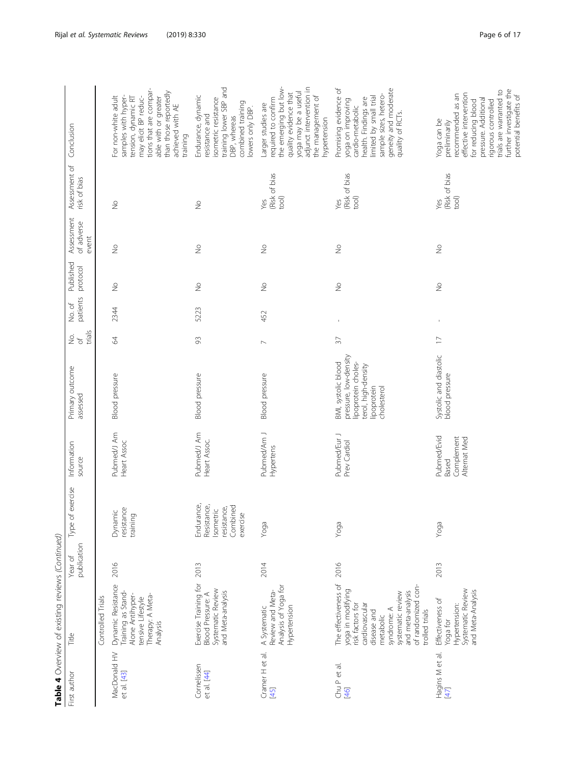**Table 4** Overview of existing reviews *(Continued)*

| First author | Title | Year of publication | Type of exercise | Information source | Primary outcome assessed | No. of trials | No. of patients | Published protocol | Assessment of adverse event | Assessment of risk of bias | Conclusion |
|---|---|---|---|---|---|---|---|---|---|---|---|
| | Controlled Trials | | | | | | | | | | |
| MacDonald HV et al. [43] | Dynamic Resistance Training as Stand-Alone Antihypertensive Lifestyle Therapy: A Meta-Analysis | 2016 | Dynamic resistance training | Pubmed/J Am Heart Assoc | Blood pressure | 64 | 2344 | No | No | No | For non-white adult samples with hypertension, dynamic RT may elicit BP reductions that are comparable with or greater than those reportedly achieved with AE training |
| Cornelissen et al. [44] | Exercise Training for Blood Pressure: A Systematic Review and Meta-analysis | 2013 | Endurance, Resistance, Isometric resistance, Combined exercise | Pubmed/J Am Heart Assoc. | Blood pressure | 93 | 5223 | No | No | No | Endurance, dynamic resistance and isometric resistance training lower SBP and DBP, whereas combined training lowers only DBP. |
| Cramer H et al. [45] | A Systematic Review and Meta-Analysis of Yoga for Hypertension | 2014 | Yoga | Pubmed/Am J Hypertens | Blood pressure | 7 | 452 | No | No | Yes (Risk of bias tool) | Larger studies are required to confirm the emerging but low-quality evidence that yoga may be a useful adjunct intervention in the management of hypertension |
| Chu P et al. [46] | The effectiveness of yoga in modifying risk factors for cardiovascular disease and metabolic syndrome: A systematic review and meta-analysis of randomized controlled trials | 2016 | Yoga | Pubmed/Eur J Prev Cardiol | BMI, systolic blood pressure, low-density lipoprotein cholesterol, high-density lipoprotein cholesterol | 37 | - | No | No | Yes (Risk of bias tool) | Promising evidence of yoga on improving cardio-metabolic health. Findings are limited by small trial sample sizes, heterogeneity and moderate quality of RCTs. |
| Hagins M et al. [47] | Effectiveness of Yoga for Hypertension: Systematic Review and Meta-Analysis | 2013 | Yoga | Pubmed/Evid Based Complement Alternat Med | Systolic and diastolic blood pressure | 17 | - | No | No | Yes (Risk of bias tool) | Yoga can be preliminarily recommended as an effective intervention for reducing blood pressure. Additional rigorous controlled trials are warranted to further investigate the potential benefits of |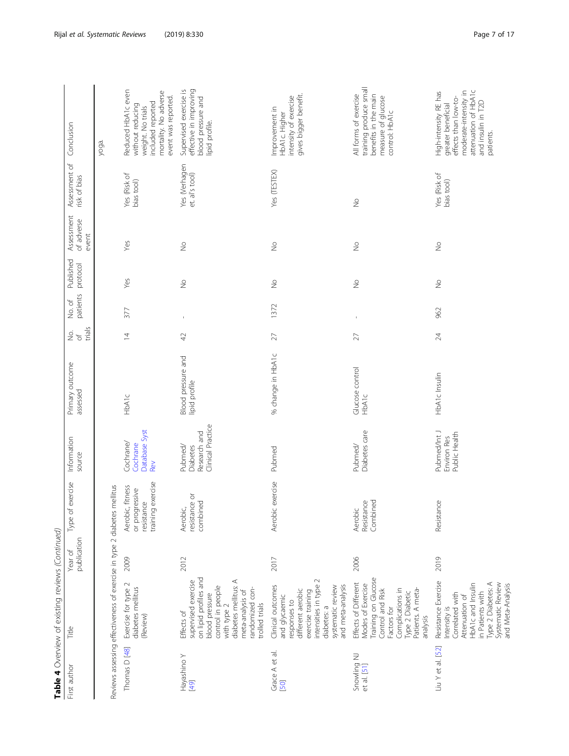**Table 4** Overview of existing reviews *(Continued)*

| First author | Title | Year of publication | Type of exercise | Information source | Primary outcome assessed | No. of trials | No. of patients | Published protocol | Assessment of adverse event | Assessment of risk of bias | Conclusion |
|---|---|---|---|---|---|---|---|---|---|---|---|
| | | | | | | | | | | | yoga. |
| Reviews assessing effectiveness of exercise in type 2 diabetes mellitus | | | | | | | | | | | |
| Thomas D [48] | Exercise for type 2 diabetes mellitus (Review) | 2009 | Aerobic, fitness or progressive resistance training exercise | Cochrane/ Cochrane Database Syst Rev | HbA1c | 14 | 377 | Yes | Yes | Yes (Risk of bias tool) | Reduced HbA1c even without reducing weight. No trials included reported mortality. No adverse event was reported. |
| Hayashino Y [49] | Effects of supervised exercise on lipid profiles and blood pressure control in people with type 2 diabetes mellitus: A meta-analysis of randomized controlled trials | 2012 | Aerobic, resistance or combined | Pubmed/ Diabetes Research and Clinical Practice | Blood pressure and lipid profile | 42 | - | No | No | Yes (Verhagen et. al's tool) | Supervised exercise is effective in improving blood pressure and lipid profile. |
| Grace A et al. [50] | Clinical outcomes and glycaemic responses to different aerobic exercise training intensities in type 2 diabetes: a systematic review and meta-analysis | 2017 | Aerobic exercise | Pubmed | % change in HbA1c | 27 | 1372 | No | No | Yes (TESTEX) | Improvement in HbA1c. Higher intensity of exercise gives bigger benefit. |
| Snowling NJ et al. [51] | Effects of Different Modes of Exercise Training on Glucose Control and Risk Factors for Complications in Type 2 Diabetic Patients. A meta-analysis | 2006 | Aerobic Resistance Combined | Pubmed/ Diabetes care | Glucose control HbA1c | 27 | - | No | No | No | All forms of exercise training produce small benefits in the main measure of glucose control: HbA1c |
| Liu Y et al. [52] | Resistance Exercise Intensity is Correlated with Attenuation of HbA1c and Insulin in Patients with Type 2 Diabetes: A Systematic Review and Meta-Analysis | 2019 | Resistance | Pubmed/Int J Environ Res Public Health | HbA1c Insulin | 24 | 962 | No | No | Yes (Risk of bias tool) | High-intensity RE has greater beneficial effects than low-to-moderate-intensity in attenuation of HbA1c and insulin in T2D patients. |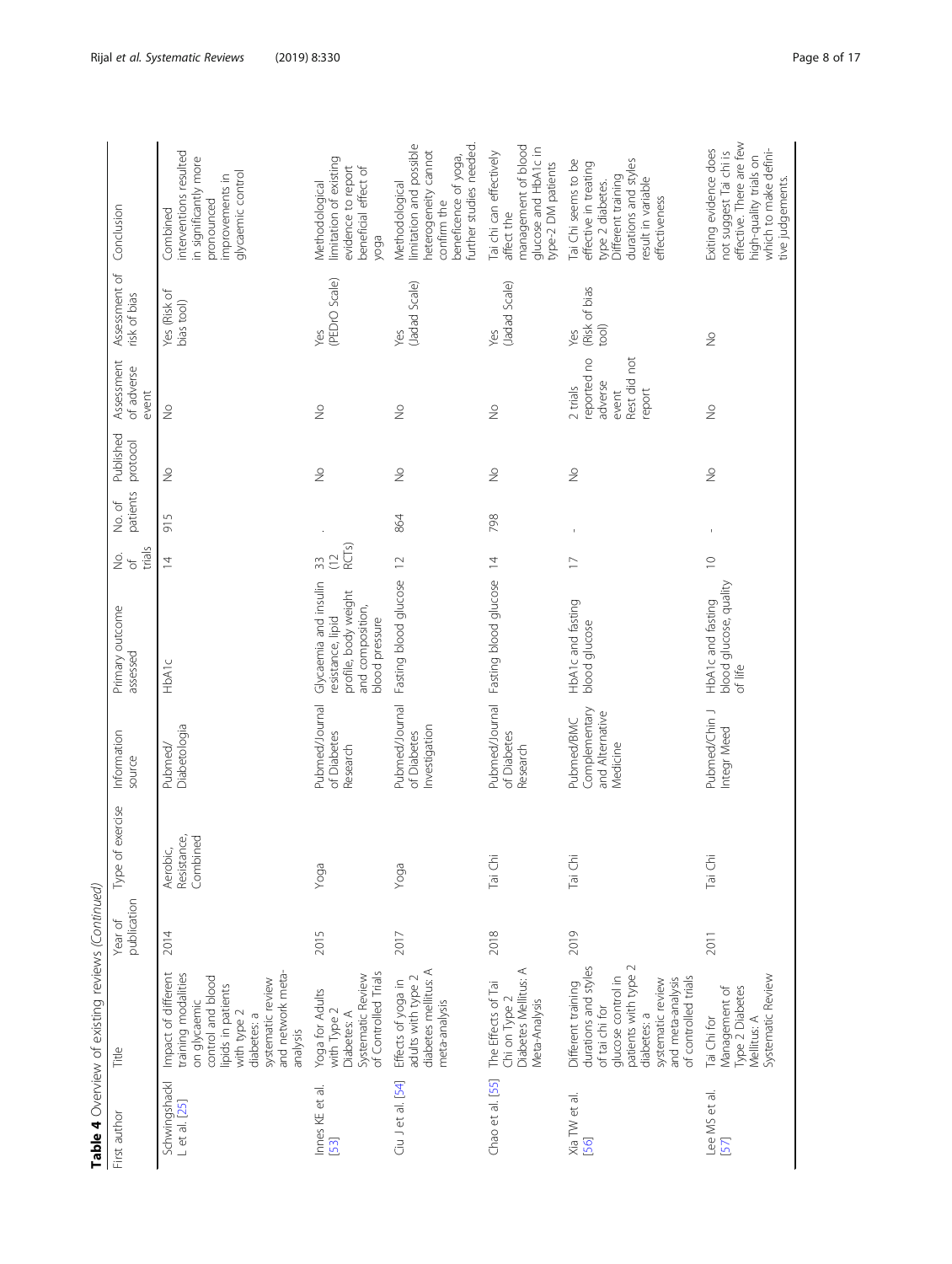**Table 4** Overview of existing reviews *(Continued)*

| First author | Title | Year of publication | Type of exercise | Information source | Primary outcome assessed | No. of trials | No. of patients | Published protocol | Assessment of adverse event | Assessment of risk of bias | Conclusion |
|---|---|---|---|---|---|---|---|---|---|---|---|
| Schwingshackl L et al. [25] | Impact of different training modalities on glycaemic control and blood lipids in patients with type 2 diabetes: a systematic review and network meta-analysis | 2014 | Aerobic, Resistance, Combined | Pubmed/ Diabetologia | HbA1c | 14 | 915 | No | No | Yes (Risk of bias tool) | Combined interventions resulted in significantly more pronounced improvements in glycaemic control |
| Innes KE et al. [53] | Yoga for Adults with Type 2 Diabetes: A Systematic Review of Controlled Trials | 2015 | Yoga | Pubmed/Journal of Diabetes Research | Glycaemia and insulin resistance, lipid profile, body weight and composition, blood pressure | 33 (12 RCTs) | . | No | No | Yes (PEDrO Scale) | Methodological limitation of existing evidence to report beneficial effect of yoga |
| Ciu J et al. [54] | Effects of yoga in adults with type 2 diabetes mellitus: A meta-analysis | 2017 | Yoga | Pubmed/Journal of Diabetes Investigation | Fasting blood glucose | 12 | 864 | No | No | Yes (Jadad Scale) | Methodological limitation and possible heterogeneity cannot confirm the beneficence of yoga, further studies needed. |
| Chao et al. [55] | The Effects of Tai Chi on Type 2 Diabetes Mellitus: A Meta-Analysis | 2018 | Tai Chi | Pubmed/Journal of Diabetes Research | Fasting blood glucose | 14 | 798 | No | No | Yes (Jadad Scale) | Tai chi can effectively affect the management of blood glucose and HbA1c in type-2 DM patients |
| Xia TW et al. [56] | Different training durations and styles of tai chi for glucose control in patients with type 2 diabetes: a systematic review and meta-analysis of controlled trials | 2019 | Tai Chi | Pubmed/BMC Complementary and Alternative Medicine | HbA1c and fasting blood glucose | 17 | - | No | 2 trials reported no adverse event Rest did not report | Yes (Risk of bias tool) | Tai Chi seems to be effective in treating type 2 diabetes. Different training durations and styles result in variable effectiveness |
| Lee MS et al. [57] | Tai Chi for Management of Type 2 Diabetes Mellitus: A Systematic Review | 2011 | Tai Chi | Pubmed/Chin J Integr Meed | HbA1c and fasting blood glucose, quality of life | 10 | - | No | No | No | Exiting evidence does not suggest Tai chi is effective. There are few high-quality trials on which to make definitive judgements. |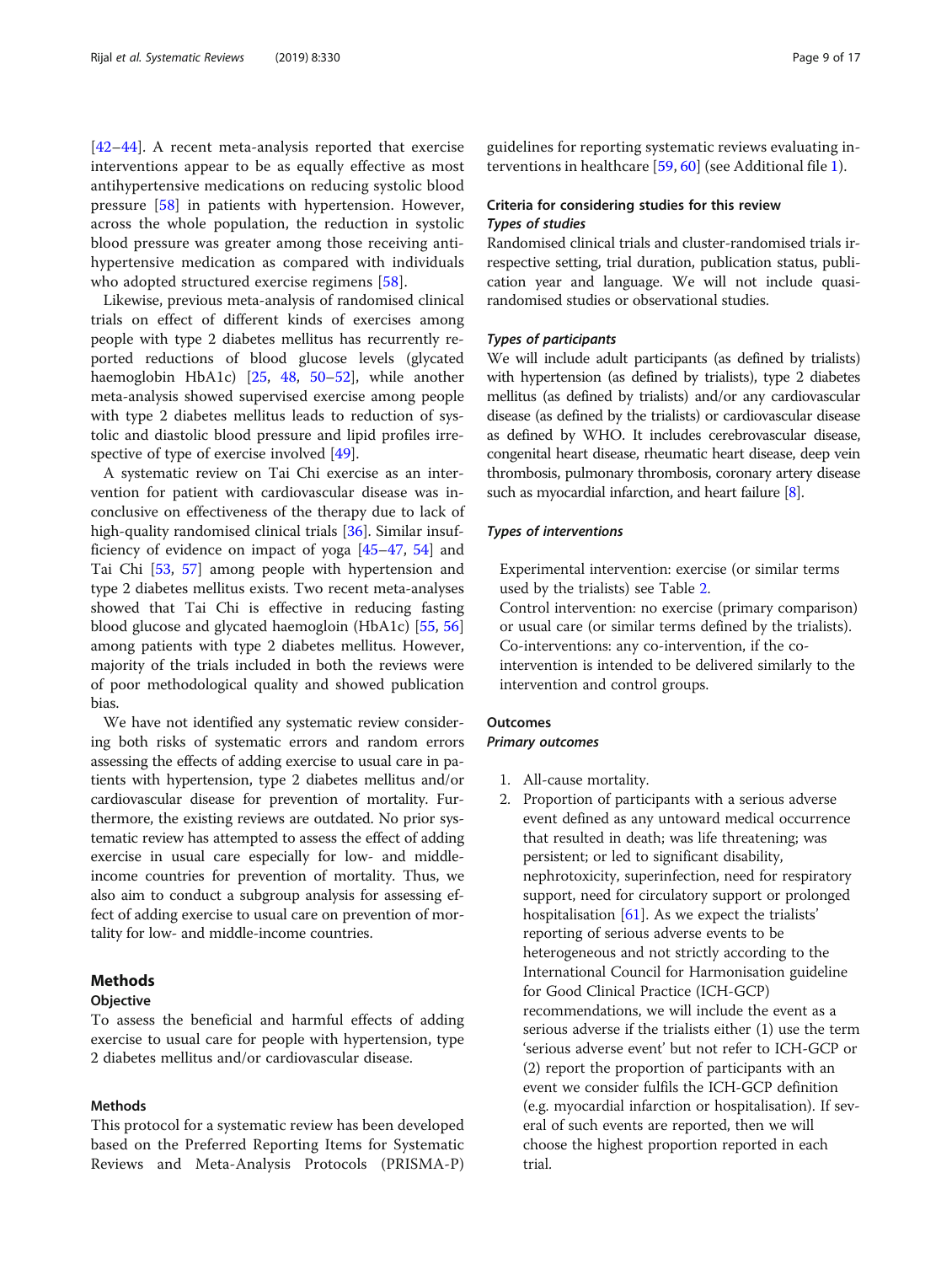[42–44]. A recent meta-analysis reported that exercise interventions appear to be as equally effective as most antihypertensive medications on reducing systolic blood pressure [58] in patients with hypertension. However, across the whole population, the reduction in systolic blood pressure was greater among those receiving antihypertensive medication as compared with individuals who adopted structured exercise regimens [58].

Likewise, previous meta-analysis of randomised clinical trials on effect of different kinds of exercises among people with type 2 diabetes mellitus has recurrently reported reductions of blood glucose levels (glycated haemoglobin HbA1c) [25, 48, 50–52], while another meta-analysis showed supervised exercise among people with type 2 diabetes mellitus leads to reduction of systolic and diastolic blood pressure and lipid profiles irrespective of type of exercise involved [49].

A systematic review on Tai Chi exercise as an intervention for patient with cardiovascular disease was inconclusive on effectiveness of the therapy due to lack of high-quality randomised clinical trials [36]. Similar insufficiency of evidence on impact of yoga [45–47, 54] and Tai Chi [53, 57] among people with hypertension and type 2 diabetes mellitus exists. Two recent meta-analyses showed that Tai Chi is effective in reducing fasting blood glucose and glycated haemogloin (HbA1c) [55, 56] among patients with type 2 diabetes mellitus. However, majority of the trials included in both the reviews were of poor methodological quality and showed publication bias.

We have not identified any systematic review considering both risks of systematic errors and random errors assessing the effects of adding exercise to usual care in patients with hypertension, type 2 diabetes mellitus and/or cardiovascular disease for prevention of mortality. Furthermore, the existing reviews are outdated. No prior systematic review has attempted to assess the effect of adding exercise in usual care especially for low- and middle-income countries for prevention of mortality. Thus, we also aim to conduct a subgroup analysis for assessing effect of adding exercise to usual care on prevention of mortality for low- and middle-income countries.

## Methods

### Objective

To assess the beneficial and harmful effects of adding exercise to usual care for people with hypertension, type 2 diabetes mellitus and/or cardiovascular disease.

### Methods

This protocol for a systematic review has been developed based on the Preferred Reporting Items for Systematic Reviews and Meta-Analysis Protocols (PRISMA-P) guidelines for reporting systematic reviews evaluating interventions in healthcare [59, 60] (see Additional file 1).

### Criteria for considering studies for this review

#### *Types of studies*

Randomised clinical trials and cluster-randomised trials irrespective setting, trial duration, publication status, publication year and language. We will not include quasi-randomised studies or observational studies.

#### *Types of participants*

We will include adult participants (as defined by trialists) with hypertension (as defined by trialists), type 2 diabetes mellitus (as defined by trialists) and/or any cardiovascular disease (as defined by the trialists) or cardiovascular disease as defined by WHO. It includes cerebrovascular disease, congenital heart disease, rheumatic heart disease, deep vein thrombosis, pulmonary thrombosis, coronary artery disease such as myocardial infarction, and heart failure [8].

#### *Types of interventions*

Experimental intervention: exercise (or similar terms used by the trialists) see Table 2.

Control intervention: no exercise (primary comparison) or usual care (or similar terms defined by the trialists).

Co-interventions: any co-intervention, if the co-intervention is intended to be delivered similarly to the intervention and control groups.

### Outcomes

#### *Primary outcomes*

1. All-cause mortality.
2. Proportion of participants with a serious adverse event defined as any untoward medical occurrence that resulted in death; was life threatening; was persistent; or led to significant disability, nephrotoxicity, superinfection, need for respiratory support, need for circulatory support or prolonged hospitalisation [61]. As we expect the trialists' reporting of serious adverse events to be heterogeneous and not strictly according to the International Council for Harmonisation guideline for Good Clinical Practice (ICH-GCP) recommendations, we will include the event as a serious adverse if the trialists either (1) use the term 'serious adverse event' but not refer to ICH-GCP or (2) report the proportion of participants with an event we consider fulfils the ICH-GCP definition (e.g. myocardial infarction or hospitalisation). If several of such events are reported, then we will choose the highest proportion reported in each trial.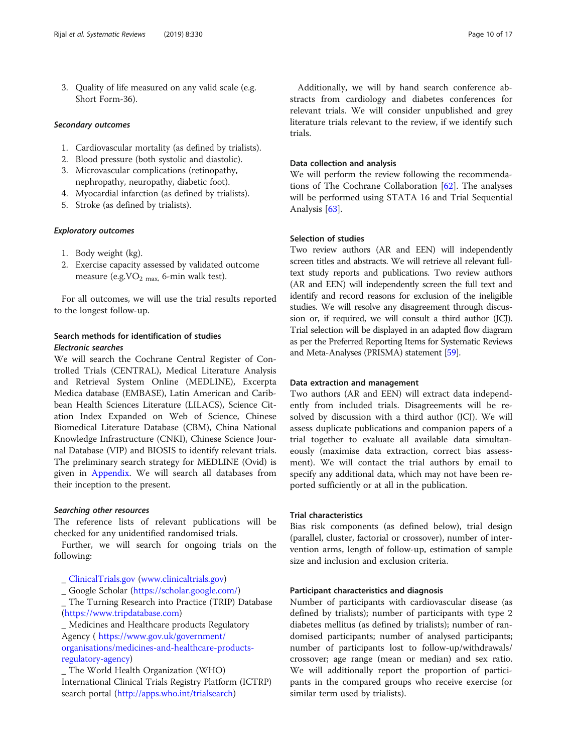3. Quality of life measured on any valid scale (e.g. Short Form-36).

#### *Secondary outcomes*

1. Cardiovascular mortality (as defined by trialists).
2. Blood pressure (both systolic and diastolic).
3. Microvascular complications (retinopathy, nephropathy, neuropathy, diabetic foot).
4. Myocardial infarction (as defined by trialists).
5. Stroke (as defined by trialists).

#### *Exploratory outcomes*

1. Body weight (kg).
2. Exercise capacity assessed by validated outcome measure (e.g.$VO_{2\ max}$, 6-min walk test).

For all outcomes, we will use the trial results reported to the longest follow-up.

### Search methods for identification of studies

#### *Electronic searches*

We will search the Cochrane Central Register of Controlled Trials (CENTRAL), Medical Literature Analysis and Retrieval System Online (MEDLINE), Excerpta Medica database (EMBASE), Latin American and Caribbean Health Sciences Literature (LILACS), Science Citation Index Expanded on Web of Science, Chinese Biomedical Literature Database (CBM), China National Knowledge Infrastructure (CNKI), Chinese Science Journal Database (VIP) and BIOSIS to identify relevant trials. The preliminary search strategy for MEDLINE (Ovid) is given in Appendix. We will search all databases from their inception to the present.

#### *Searching other resources*

The reference lists of relevant publications will be checked for any unidentified randomised trials.

Further, we will search for ongoing trials on the following:

_ ClinicalTrials.gov (www.clinicaltrials.gov)
_ Google Scholar (https://scholar.google.com/)
_ The Turning Research into Practice (TRIP) Database (https://www.tripdatabase.com)
_ Medicines and Healthcare products Regulatory Agency ( https://www.gov.uk/government/organisations/medicines-and-healthcare-products-regulatory-agency)
_ The World Health Organization (WHO) International Clinical Trials Registry Platform (ICTRP) search portal (http://apps.who.int/trialsearch)

Additionally, we will by hand search conference abstracts from cardiology and diabetes conferences for relevant trials. We will consider unpublished and grey literature trials relevant to the review, if we identify such trials.

### Data collection and analysis

We will perform the review following the recommendations of The Cochrane Collaboration [62]. The analyses will be performed using STATA 16 and Trial Sequential Analysis [63].

### Selection of studies

Two review authors (AR and EEN) will independently screen titles and abstracts. We will retrieve all relevant full-text study reports and publications. Two review authors (AR and EEN) will independently screen the full text and identify and record reasons for exclusion of the ineligible studies. We will resolve any disagreement through discussion or, if required, we will consult a third author (JCJ). Trial selection will be displayed in an adapted flow diagram as per the Preferred Reporting Items for Systematic Reviews and Meta-Analyses (PRISMA) statement [59].

### Data extraction and management

Two authors (AR and EEN) will extract data independently from included trials. Disagreements will be resolved by discussion with a third author (JCJ). We will assess duplicate publications and companion papers of a trial together to evaluate all available data simultaneously (maximise data extraction, correct bias assessment). We will contact the trial authors by email to specify any additional data, which may not have been reported sufficiently or at all in the publication.

### Trial characteristics

Bias risk components (as defined below), trial design (parallel, cluster, factorial or crossover), number of intervention arms, length of follow-up, estimation of sample size and inclusion and exclusion criteria.

### Participant characteristics and diagnosis

Number of participants with cardiovascular disease (as defined by trialists); number of participants with type 2 diabetes mellitus (as defined by trialists); number of randomised participants; number of analysed participants; number of participants lost to follow-up/withdrawals/crossover; age range (mean or median) and sex ratio. We will additionally report the proportion of participants in the compared groups who receive exercise (or similar term used by trialists).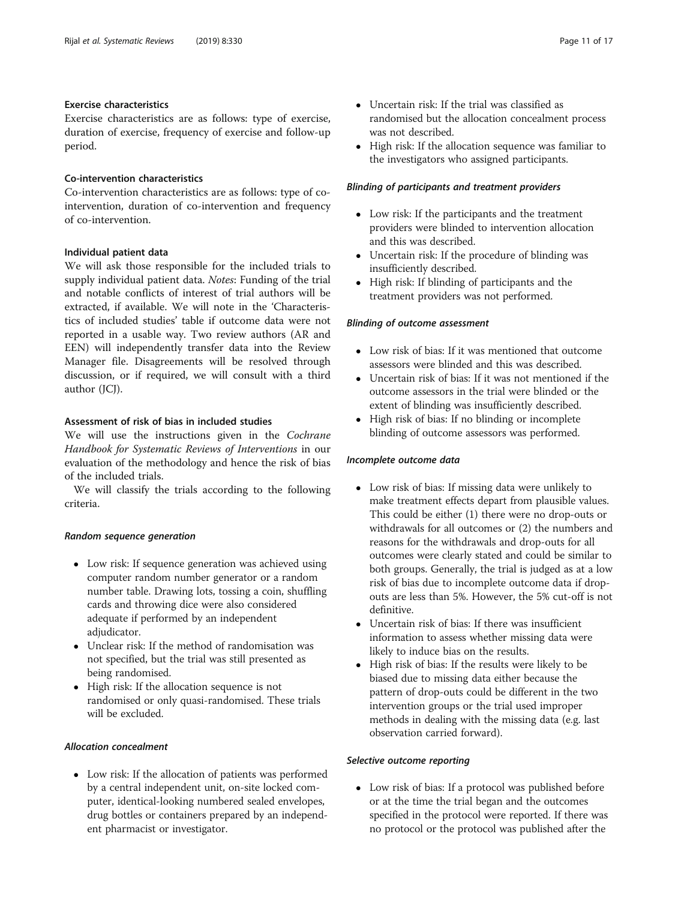### Exercise characteristics

Exercise characteristics are as follows: type of exercise, duration of exercise, frequency of exercise and follow-up period.

### Co-intervention characteristics

Co-intervention characteristics are as follows: type of co-intervention, duration of co-intervention and frequency of co-intervention.

### Individual patient data

We will ask those responsible for the included trials to supply individual patient data. *Notes*: Funding of the trial and notable conflicts of interest of trial authors will be extracted, if available. We will note in the 'Characteristics of included studies' table if outcome data were not reported in a usable way. Two review authors (AR and EEN) will independently transfer data into the Review Manager file. Disagreements will be resolved through discussion, or if required, we will consult with a third author (JCJ).

### Assessment of risk of bias in included studies

We will use the instructions given in the *Cochrane Handbook for Systematic Reviews of Interventions* in our evaluation of the methodology and hence the risk of bias of the included trials.

We will classify the trials according to the following criteria.

#### *Random sequence generation*

- Low risk: If sequence generation was achieved using computer random number generator or a random number table. Drawing lots, tossing a coin, shuffling cards and throwing dice were also considered adequate if performed by an independent adjudicator.
- Unclear risk: If the method of randomisation was not specified, but the trial was still presented as being randomised.
- High risk: If the allocation sequence is not randomised or only quasi-randomised. These trials will be excluded.

#### *Allocation concealment*

- Low risk: If the allocation of patients was performed by a central independent unit, on-site locked computer, identical-looking numbered sealed envelopes, drug bottles or containers prepared by an independent pharmacist or investigator.
- Uncertain risk: If the trial was classified as randomised but the allocation concealment process was not described.
- High risk: If the allocation sequence was familiar to the investigators who assigned participants.

#### *Blinding of participants and treatment providers*

- Low risk: If the participants and the treatment providers were blinded to intervention allocation and this was described.
- Uncertain risk: If the procedure of blinding was insufficiently described.
- High risk: If blinding of participants and the treatment providers was not performed.

#### *Blinding of outcome assessment*

- Low risk of bias: If it was mentioned that outcome assessors were blinded and this was described.
- Uncertain risk of bias: If it was not mentioned if the outcome assessors in the trial were blinded or the extent of blinding was insufficiently described.
- High risk of bias: If no blinding or incomplete blinding of outcome assessors was performed.

#### *Incomplete outcome data*

- Low risk of bias: If missing data were unlikely to make treatment effects depart from plausible values. This could be either (1) there were no drop-outs or withdrawals for all outcomes or (2) the numbers and reasons for the withdrawals and drop-outs for all outcomes were clearly stated and could be similar to both groups. Generally, the trial is judged as at a low risk of bias due to incomplete outcome data if drop-outs are less than 5%. However, the 5% cut-off is not definitive.
- Uncertain risk of bias: If there was insufficient information to assess whether missing data were likely to induce bias on the results.
- High risk of bias: If the results were likely to be biased due to missing data either because the pattern of drop-outs could be different in the two intervention groups or the trial used improper methods in dealing with the missing data (e.g. last observation carried forward).

#### *Selective outcome reporting*

- Low risk of bias: If a protocol was published before or at the time the trial began and the outcomes specified in the protocol were reported. If there was no protocol or the protocol was published after the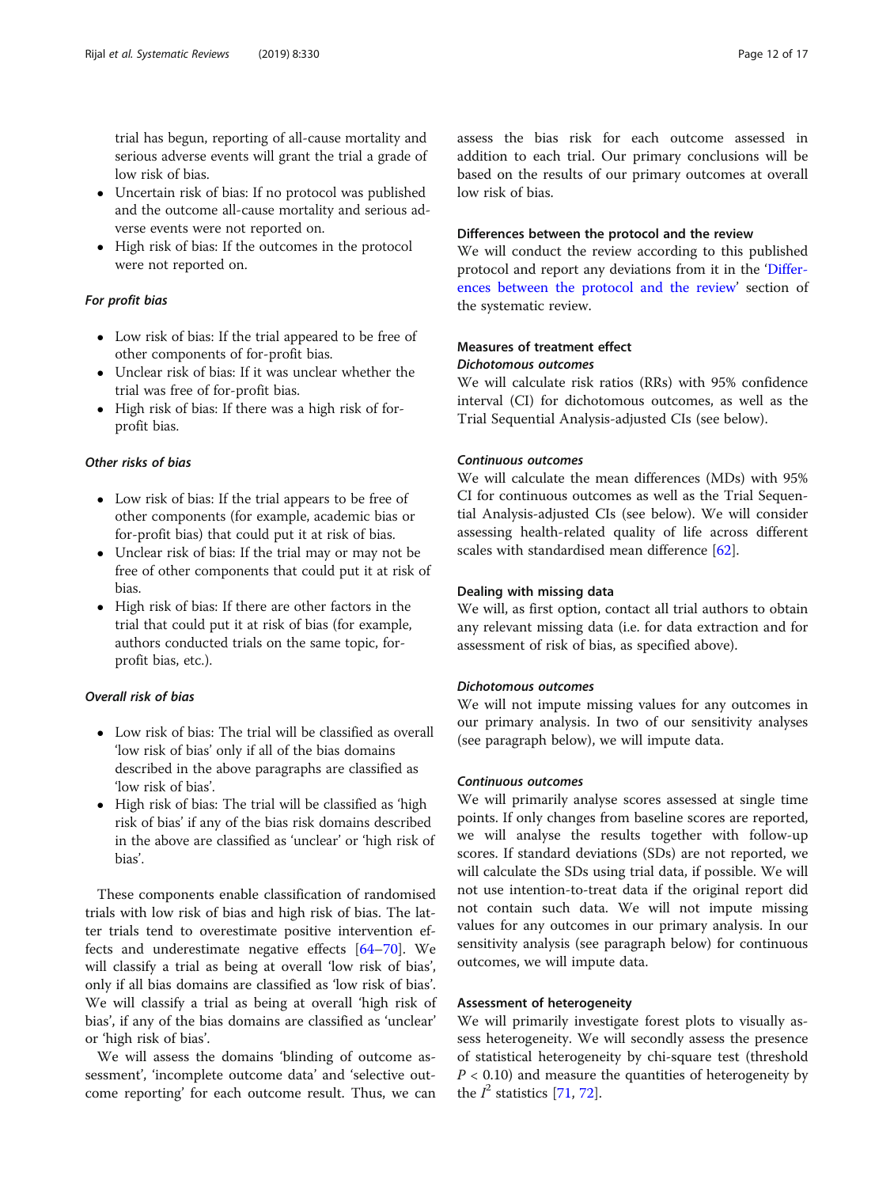trial has begun, reporting of all-cause mortality and serious adverse events will grant the trial a grade of low risk of bias.

- Uncertain risk of bias: If no protocol was published and the outcome all-cause mortality and serious adverse events were not reported on.
- High risk of bias: If the outcomes in the protocol were not reported on.

#### *For profit bias*

- Low risk of bias: If the trial appeared to be free of other components of for-profit bias.
- Unclear risk of bias: If it was unclear whether the trial was free of for-profit bias.
- High risk of bias: If there was a high risk of for-profit bias.

#### *Other risks of bias*

- Low risk of bias: If the trial appears to be free of other components (for example, academic bias or for-profit bias) that could put it at risk of bias.
- Unclear risk of bias: If the trial may or may not be free of other components that could put it at risk of bias.
- High risk of bias: If there are other factors in the trial that could put it at risk of bias (for example, authors conducted trials on the same topic, for-profit bias, etc.).

#### *Overall risk of bias*

- Low risk of bias: The trial will be classified as overall 'low risk of bias' only if all of the bias domains described in the above paragraphs are classified as 'low risk of bias'.
- High risk of bias: The trial will be classified as 'high risk of bias' if any of the bias risk domains described in the above are classified as 'unclear' or 'high risk of bias'.

These components enable classification of randomised trials with low risk of bias and high risk of bias. The latter trials tend to overestimate positive intervention effects and underestimate negative effects [64–70]. We will classify a trial as being at overall 'low risk of bias', only if all bias domains are classified as 'low risk of bias'. We will classify a trial as being at overall 'high risk of bias', if any of the bias domains are classified as 'unclear' or 'high risk of bias'.

We will assess the domains 'blinding of outcome assessment', 'incomplete outcome data' and 'selective outcome reporting' for each outcome result. Thus, we can assess the bias risk for each outcome assessed in addition to each trial. Our primary conclusions will be based on the results of our primary outcomes at overall low risk of bias.

### Differences between the protocol and the review

We will conduct the review according to this published protocol and report any deviations from it in the 'Differences between the protocol and the review' section of the systematic review.

### Measures of treatment effect

#### *Dichotomous outcomes*

We will calculate risk ratios (RRs) with 95% confidence interval (CI) for dichotomous outcomes, as well as the Trial Sequential Analysis-adjusted CIs (see below).

#### *Continuous outcomes*

We will calculate the mean differences (MDs) with 95% CI for continuous outcomes as well as the Trial Sequential Analysis-adjusted CIs (see below). We will consider assessing health-related quality of life across different scales with standardised mean difference [62].

### Dealing with missing data

We will, as first option, contact all trial authors to obtain any relevant missing data (i.e. for data extraction and for assessment of risk of bias, as specified above).

#### *Dichotomous outcomes*

We will not impute missing values for any outcomes in our primary analysis. In two of our sensitivity analyses (see paragraph below), we will impute data.

#### *Continuous outcomes*

We will primarily analyse scores assessed at single time points. If only changes from baseline scores are reported, we will analyse the results together with follow-up scores. If standard deviations (SDs) are not reported, we will calculate the SDs using trial data, if possible. We will not use intention-to-treat data if the original report did not contain such data. We will not impute missing values for any outcomes in our primary analysis. In our sensitivity analysis (see paragraph below) for continuous outcomes, we will impute data.

### Assessment of heterogeneity

We will primarily investigate forest plots to visually assess heterogeneity. We will secondly assess the presence of statistical heterogeneity by chi-square test (threshold $P < 0.10$) and measure the quantities of heterogeneity by the $I^2$ statistics [71, 72].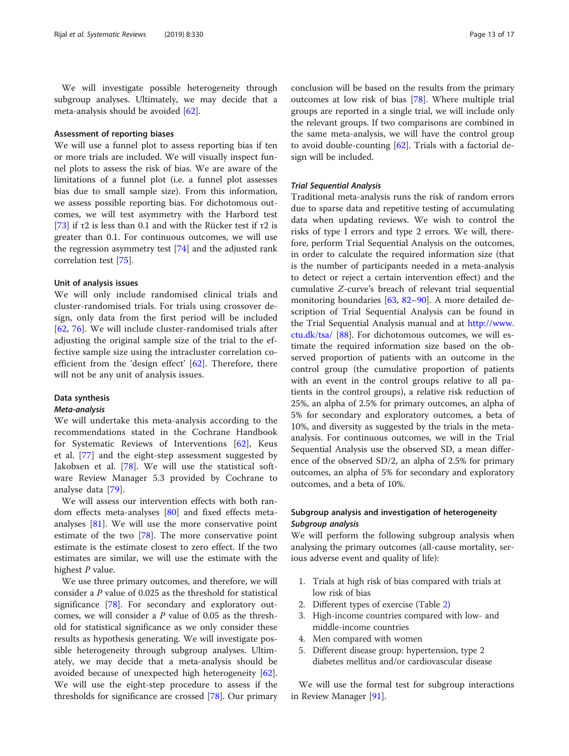We will investigate possible heterogeneity through subgroup analyses. Ultimately, we may decide that a meta-analysis should be avoided [62].

### Assessment of reporting biases

We will use a funnel plot to assess reporting bias if ten or more trials are included. We will visually inspect funnel plots to assess the risk of bias. We are aware of the limitations of a funnel plot (i.e. a funnel plot assesses bias due to small sample size). From this information, we assess possible reporting bias. For dichotomous outcomes, we will test asymmetry with the Harbord test [73] if $\tau 2$ is less than 0.1 and with the Rücker test if $\tau 2$ is greater than 0.1. For continuous outcomes, we will use the regression asymmetry test [74] and the adjusted rank correlation test [75].

### Unit of analysis issues

We will only include randomised clinical trials and cluster-randomised trials. For trials using crossover design, only data from the first period will be included [62, 76]. We will include cluster-randomised trials after adjusting the original sample size of the trial to the effective sample size using the intracluster correlation coefficient from the 'design effect' [62]. Therefore, there will not be any unit of analysis issues.

### Data synthesis

#### *Meta-analysis*

We will undertake this meta-analysis according to the recommendations stated in the Cochrane Handbook for Systematic Reviews of Interventions [62], Keus et al. [77] and the eight-step assessment suggested by Jakobsen et al. [78]. We will use the statistical software Review Manager 5.3 provided by Cochrane to analyse data [79].

We will assess our intervention effects with both random effects meta-analyses [80] and fixed effects meta-analyses [81]. We will use the more conservative point estimate of the two [78]. The more conservative point estimate is the estimate closest to zero effect. If the two estimates are similar, we will use the estimate with the highest *P* value.

We use three primary outcomes, and therefore, we will consider a *P* value of 0.025 as the threshold for statistical significance [78]. For secondary and exploratory outcomes, we will consider a *P* value of 0.05 as the threshold for statistical significance as we only consider these results as hypothesis generating. We will investigate possible heterogeneity through subgroup analyses. Ultimately, we may decide that a meta-analysis should be avoided because of unexpected high heterogeneity [62]. We will use the eight-step procedure to assess if the thresholds for significance are crossed [78]. Our primary conclusion will be based on the results from the primary outcomes at low risk of bias [78]. Where multiple trial groups are reported in a single trial, we will include only the relevant groups. If two comparisons are combined in the same meta-analysis, we will have the control group to avoid double-counting [62]. Trials with a factorial design will be included.

#### *Trial Sequential Analysis*

Traditional meta-analysis runs the risk of random errors due to sparse data and repetitive testing of accumulating data when updating reviews. We wish to control the risks of type I errors and type 2 errors. We will, therefore, perform Trial Sequential Analysis on the outcomes, in order to calculate the required information size (that is the number of participants needed in a meta-analysis to detect or reject a certain intervention effect) and the cumulative *Z*-curve's breach of relevant trial sequential monitoring boundaries [63, 82–90]. A more detailed description of Trial Sequential Analysis can be found in the Trial Sequential Analysis manual and at http://www.ctu.dk/tsa/ [88]. For dichotomous outcomes, we will estimate the required information size based on the observed proportion of patients with an outcome in the control group (the cumulative proportion of patients with an event in the control groups relative to all patients in the control groups), a relative risk reduction of 25%, an alpha of 2.5% for primary outcomes, an alpha of 5% for secondary and exploratory outcomes, a beta of 10%, and diversity as suggested by the trials in the meta-analysis. For continuous outcomes, we will in the Trial Sequential Analysis use the observed SD, a mean difference of the observed SD/2, an alpha of 2.5% for primary outcomes, an alpha of 5% for secondary and exploratory outcomes, and a beta of 10%.

### Subgroup analysis and investigation of heterogeneity

#### *Subgroup analysis*

We will perform the following subgroup analysis when analysing the primary outcomes (all-cause mortality, serious adverse event and quality of life):

1. Trials at high risk of bias compared with trials at low risk of bias
2. Different types of exercise (Table 2)
3. High-income countries compared with low- and middle-income countries
4. Men compared with women
5. Different disease group: hypertension, type 2 diabetes mellitus and/or cardiovascular disease

We will use the formal test for subgroup interactions in Review Manager [91].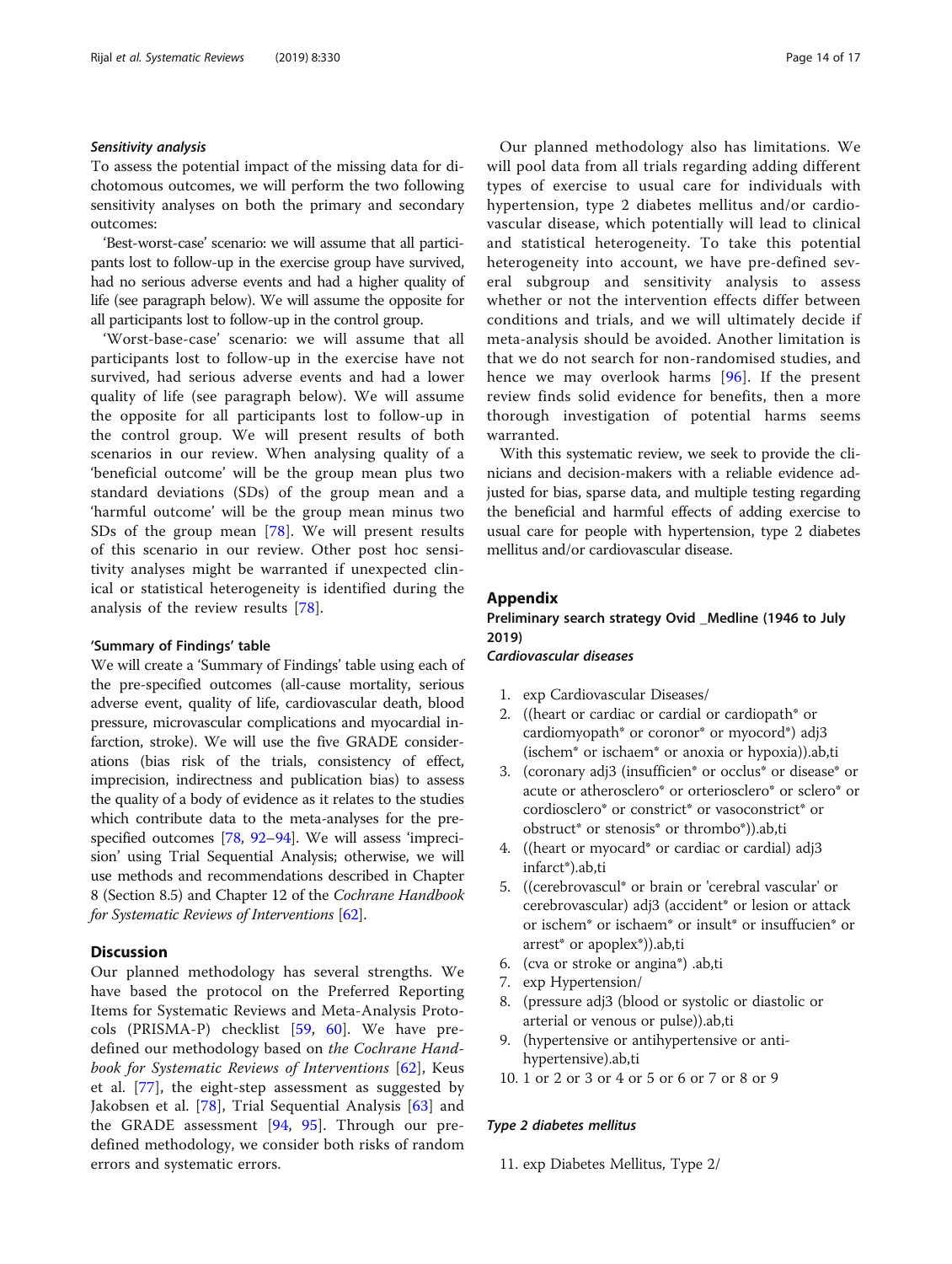### *Sensitivity analysis*

To assess the potential impact of the missing data for dichotomous outcomes, we will perform the two following sensitivity analyses on both the primary and secondary outcomes:

'Best-worst-case' scenario: we will assume that all participants lost to follow-up in the exercise group have survived, had no serious adverse events and had a higher quality of life (see paragraph below). We will assume the opposite for all participants lost to follow-up in the control group.

'Worst-base-case' scenario: we will assume that all participants lost to follow-up in the exercise have not survived, had serious adverse events and had a lower quality of life (see paragraph below). We will assume the opposite for all participants lost to follow-up in the control group. We will present results of both scenarios in our review. When analysing quality of a 'beneficial outcome' will be the group mean plus two standard deviations (SDs) of the group mean and a 'harmful outcome' will be the group mean minus two SDs of the group mean [78]. We will present results of this scenario in our review. Other post hoc sensitivity analyses might be warranted if unexpected clinical or statistical heterogeneity is identified during the analysis of the review results [78].

### 'Summary of Findings' table

We will create a 'Summary of Findings' table using each of the pre-specified outcomes (all-cause mortality, serious adverse event, quality of life, cardiovascular death, blood pressure, microvascular complications and myocardial infarction, stroke). We will use the five GRADE considerations (bias risk of the trials, consistency of effect, imprecision, indirectness and publication bias) to assess the quality of a body of evidence as it relates to the studies which contribute data to the meta-analyses for the pre-specified outcomes [78, 92–94]. We will assess 'imprecision' using Trial Sequential Analysis; otherwise, we will use methods and recommendations described in Chapter 8 (Section 8.5) and Chapter 12 of the *Cochrane Handbook for Systematic Reviews of Interventions* [62].

## Discussion

Our planned methodology has several strengths. We have based the protocol on the Preferred Reporting Items for Systematic Reviews and Meta-Analysis Protocols (PRISMA-P) checklist [59, 60]. We have pre-defined our methodology based on *the Cochrane Handbook for Systematic Reviews of Interventions* [62], Keus et al. [77], the eight-step assessment as suggested by Jakobsen et al. [78], Trial Sequential Analysis [63] and the GRADE assessment [94, 95]. Through our pre-defined methodology, we consider both risks of random errors and systematic errors.

Our planned methodology also has limitations. We will pool data from all trials regarding adding different types of exercise to usual care for individuals with hypertension, type 2 diabetes mellitus and/or cardiovascular disease, which potentially will lead to clinical and statistical heterogeneity. To take this potential heterogeneity into account, we have pre-defined several subgroup and sensitivity analysis to assess whether or not the intervention effects differ between conditions and trials, and we will ultimately decide if meta-analysis should be avoided. Another limitation is that we do not search for non-randomised studies, and hence we may overlook harms [96]. If the present review finds solid evidence for benefits, then a more thorough investigation of potential harms seems warranted.

With this systematic review, we seek to provide the clinicians and decision-makers with a reliable evidence adjusted for bias, sparse data, and multiple testing regarding the beneficial and harmful effects of adding exercise to usual care for people with hypertension, type 2 diabetes mellitus and/or cardiovascular disease.

## Appendix

### Preliminary search strategy Ovid _Medline (1946 to July 2019)

#### *Cardiovascular diseases*

1. exp Cardiovascular Diseases/
2. ((heart or cardiac or cardial or cardiopath* or cardiomyopath* or coronor* or myocord*) adj3 (ischem* or ischaem* or anoxia or hypoxia)).ab,ti
3. (coronary adj3 (insufficien* or occlus* or disease* or acute or atherosclero* or orteriosclero* or sclero* or cordiosclero* or constrict* or vasoconstrict* or obstruct* or stenosis* or thrombo*)).ab,ti
4. ((heart or myocard* or cardiac or cardial) adj3 infarct*).ab,ti
5. ((cerebrovascul* or brain or 'cerebral vascular' or cerebrovascular) adj3 (accident* or lesion or attack or ischem* or ischaem* or insult* or insuffucien* or arrest* or apoplex*)).ab,ti
6. (cva or stroke or angina*) .ab,ti
7. exp Hypertension/
8. (pressure adj3 (blood or systolic or diastolic or arterial or venous or pulse)).ab,ti
9. (hypertensive or antihypertensive or anti-hypertensive).ab,ti
10. 1 or 2 or 3 or 4 or 5 or 6 or 7 or 8 or 9

#### *Type 2 diabetes mellitus*

11. exp Diabetes Mellitus, Type 2/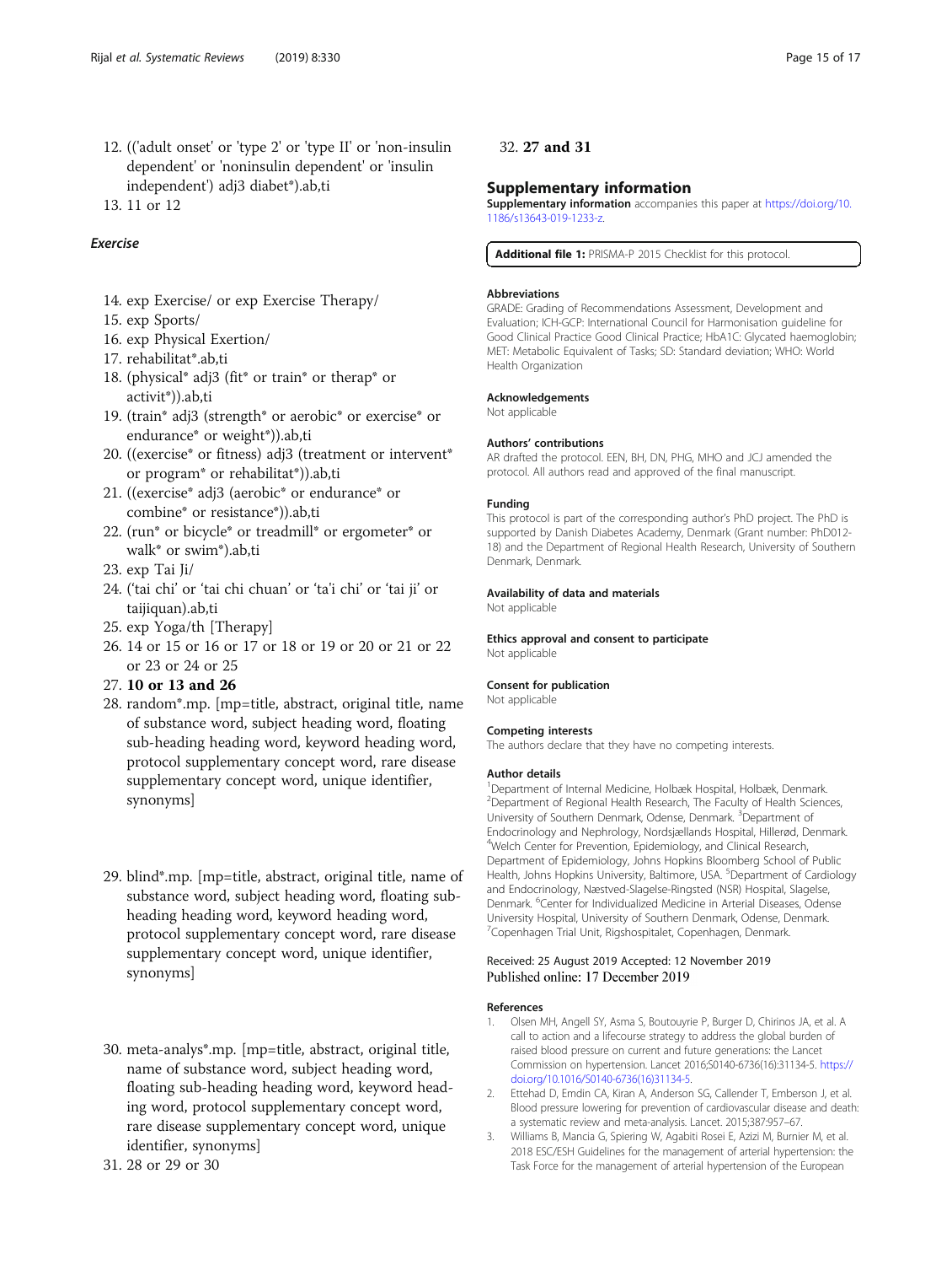12. (('adult onset' or 'type 2' or 'type II' or 'non-insulin dependent' or 'noninsulin dependent' or 'insulin independent') adj3 diabet*).ab,ti
13. 11 or 12

### *Exercise*

14. exp Exercise/ or exp Exercise Therapy/
15. exp Sports/
16. exp Physical Exertion/
17. rehabilitat*.ab,ti
18. (physical* adj3 (fit* or train* or therap* or activit*)).ab,ti
19. (train* adj3 (strength* or aerobic* or exercise* or endurance* or weight*)).ab,ti
20. ((exercise* or fitness) adj3 (treatment or intervent* or program* or rehabilitat*)).ab,ti
21. ((exercise* adj3 (aerobic* or endurance* or combine* or resistance*)).ab,ti
22. (run* or bicycle* or treadmill* or ergometer* or walk* or swim*).ab,ti
23. exp Tai Ji/
24. ('tai chi' or 'tai chi chuan' or 'ta'i chi' or 'tai ji' or taijiquan).ab,ti
25. exp Yoga/th [Therapy]
26. 14 or 15 or 16 or 17 or 18 or 19 or 20 or 21 or 22 or 23 or 24 or 25
27. **10 or 13 and 26**
28. random*.mp. [mp=title, abstract, original title, name of substance word, subject heading word, floating sub-heading heading word, keyword heading word, protocol supplementary concept word, rare disease supplementary concept word, unique identifier, synonyms]
29. blind*.mp. [mp=title, abstract, original title, name of substance word, subject heading word, floating sub-heading heading word, keyword heading word, protocol supplementary concept word, rare disease supplementary concept word, unique identifier, synonyms]
30. meta-analys*.mp. [mp=title, abstract, original title, name of substance word, subject heading word, floating sub-heading heading word, keyword heading word, protocol supplementary concept word, rare disease supplementary concept word, unique identifier, synonyms]
31. 28 or 29 or 30
32. **27 and 31**

## Supplementary information

**Supplementary information** accompanies this paper at https://doi.org/10.1186/s13643-019-1233-z.

**Additional file 1:** PRISMA-P 2015 Checklist for this protocol.

#### Abbreviations

GRADE: Grading of Recommendations Assessment, Development and Evaluation; ICH-GCP: International Council for Harmonisation guideline for Good Clinical Practice Good Clinical Practice; HbA1C: Glycated haemoglobin; MET: Metabolic Equivalent of Tasks; SD: Standard deviation; WHO: World Health Organization

#### Acknowledgements

Not applicable

#### Authors' contributions

AR drafted the protocol. EEN, BH, DN, PHG, MHO and JCJ amended the protocol. All authors read and approved of the final manuscript.

#### Funding

This protocol is part of the corresponding author's PhD project. The PhD is supported by Danish Diabetes Academy, Denmark (Grant number: PhD012-18) and the Department of Regional Health Research, University of Southern Denmark, Denmark.

#### Availability of data and materials

Not applicable

#### Ethics approval and consent to participate

Not applicable

#### Consent for publication

Not applicable

#### Competing interests

The authors declare that they have no competing interests.

#### Author details

[1]Department of Internal Medicine, Holbæk Hospital, Holbæk, Denmark. [2]Department of Regional Health Research, The Faculty of Health Sciences, University of Southern Denmark, Odense, Denmark. [3]Department of Endocrinology and Nephrology, Nordsjællands Hospital, Hillerød, Denmark. [4]Welch Center for Prevention, Epidemiology, and Clinical Research, Department of Epidemiology, Johns Hopkins Bloomberg School of Public Health, Johns Hopkins University, Baltimore, USA. [5]Department of Cardiology and Endocrinology, Næstved-Slagelse-Ringsted (NSR) Hospital, Slagelse, Denmark. [6]Center for Individualized Medicine in Arterial Diseases, Odense University Hospital, University of Southern Denmark, Odense, Denmark. [7]Copenhagen Trial Unit, Rigshospitalet, Copenhagen, Denmark.

Received: 25 August 2019 Accepted: 12 November 2019
Published online: 17 December 2019

#### References

1. Olsen MH, Angell SY, Asma S, Boutouyrie P, Burger D, Chirinos JA, et al. A call to action and a lifecourse strategy to address the global burden of raised blood pressure on current and future generations: the Lancet Commission on hypertension. Lancet 2016;S0140-6736(16):31134-5. https://doi.org/10.1016/S0140-6736(16)31134-5.
2. Ettehad D, Emdin CA, Kiran A, Anderson SG, Callender T, Emberson J, et al. Blood pressure lowering for prevention of cardiovascular disease and death: a systematic review and meta-analysis. Lancet. 2015;387:957–67.
3. Williams B, Mancia G, Spiering W, Agabiti Rosei E, Azizi M, Burnier M, et al. 2018 ESC/ESH Guidelines for the management of arterial hypertension: the Task Force for the management of arterial hypertension of the European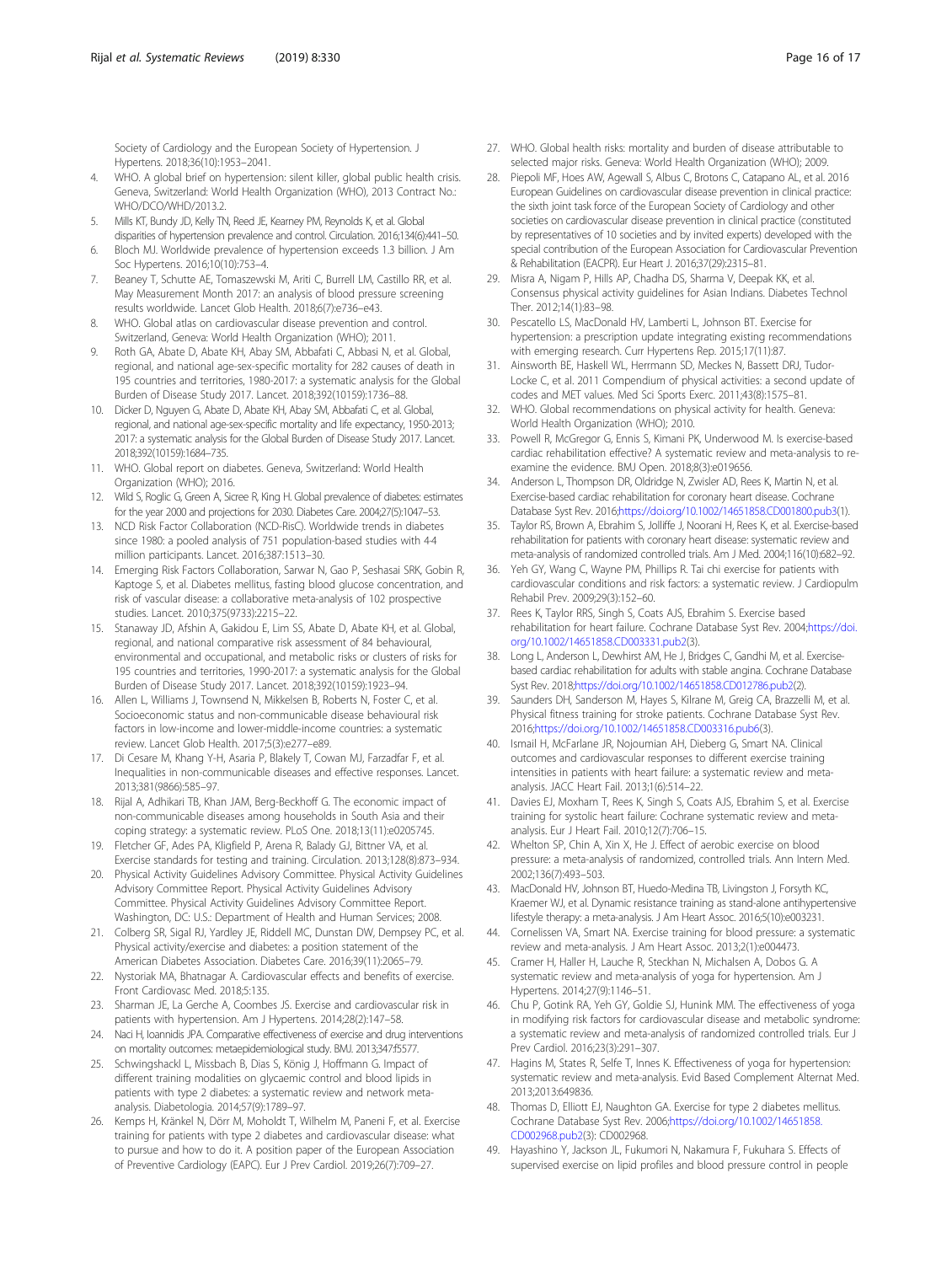Society of Cardiology and the European Society of Hypertension. J Hypertens. 2018;36(10):1953–2041.

4. WHO. A global brief on hypertension: silent killer, global public health crisis. Geneva, Switzerland: World Health Organization (WHO), 2013 Contract No.: WHO/DCO/WHD/2013.2.
5. Mills KT, Bundy JD, Kelly TN, Reed JE, Kearney PM, Reynolds K, et al. Global disparities of hypertension prevalence and control. Circulation. 2016;134(6):441–50.
6. Bloch MJ. Worldwide prevalence of hypertension exceeds 1.3 billion. J Am Soc Hypertens. 2016;10(10):753–4.
7. Beaney T, Schutte AE, Tomaszewski M, Ariti C, Burrell LM, Castillo RR, et al. May Measurement Month 2017: an analysis of blood pressure screening results worldwide. Lancet Glob Health. 2018;6(7):e736–e43.
8. WHO. Global atlas on cardiovascular disease prevention and control. Switzerland, Geneva: World Health Organization (WHO); 2011.
9. Roth GA, Abate D, Abate KH, Abay SM, Abbafati C, Abbasi N, et al. Global, regional, and national age-sex-specific mortality for 282 causes of death in 195 countries and territories, 1980-2017: a systematic analysis for the Global Burden of Disease Study 2017. Lancet. 2018;392(10159):1736–88.
10. Dicker D, Nguyen G, Abate D, Abate KH, Abay SM, Abbafati C, et al. Global, regional, and national age-sex-specific mortality and life expectancy, 1950-2013; 2017: a systematic analysis for the Global Burden of Disease Study 2017. Lancet. 2018;392(10159):1684–735.
11. WHO. Global report on diabetes. Geneva, Switzerland: World Health Organization (WHO); 2016.
12. Wild S, Roglic G, Green A, Sicree R, King H. Global prevalence of diabetes: estimates for the year 2000 and projections for 2030. Diabetes Care. 2004;27(5):1047–53.
13. NCD Risk Factor Collaboration (NCD-RisC). Worldwide trends in diabetes since 1980: a pooled analysis of 751 population-based studies with 4·4 million participants. Lancet. 2016;387:1513–30.
14. Emerging Risk Factors Collaboration, Sarwar N, Gao P, Seshasai SRK, Gobin R, Kaptoge S, et al. Diabetes mellitus, fasting blood glucose concentration, and risk of vascular disease: a collaborative meta-analysis of 102 prospective studies. Lancet. 2010;375(9733):2215–22.
15. Stanaway JD, Afshin A, Gakidou E, Lim SS, Abate D, Abate KH, et al. Global, regional, and national comparative risk assessment of 84 behavioural, environmental and occupational, and metabolic risks or clusters of risks for 195 countries and territories, 1990-2017: a systematic analysis for the Global Burden of Disease Study 2017. Lancet. 2018;392(10159):1923–94.
16. Allen L, Williams J, Townsend N, Mikkelsen B, Roberts N, Foster C, et al. Socioeconomic status and non-communicable disease behavioural risk factors in low-income and lower-middle-income countries: a systematic review. Lancet Glob Health. 2017;5(3):e277–e89.
17. Di Cesare M, Khang Y-H, Asaria P, Blakely T, Cowan MJ, Farzadfar F, et al. Inequalities in non-communicable diseases and effective responses. Lancet. 2013;381(9866):585–97.
18. Rijal A, Adhikari TB, Khan JAM, Berg-Beckhoff G. The economic impact of non-communicable diseases among households in South Asia and their coping strategy: a systematic review. PLoS One. 2018;13(11):e0205745.
19. Fletcher GF, Ades PA, Kligfield P, Arena R, Balady GJ, Bittner VA, et al. Exercise standards for testing and training. Circulation. 2013;128(8):873–934.
20. Physical Activity Guidelines Advisory Committee. Physical Activity Guidelines Advisory Committee Report. Physical Activity Guidelines Advisory Committee. Physical Activity Guidelines Advisory Committee Report. Washington, DC: U.S.: Department of Health and Human Services; 2008.
21. Colberg SR, Sigal RJ, Yardley JE, Riddell MC, Dunstan DW, Dempsey PC, et al. Physical activity/exercise and diabetes: a position statement of the American Diabetes Association. Diabetes Care. 2016;39(11):2065–79.
22. Nystoriak MA, Bhatnagar A. Cardiovascular effects and benefits of exercise. Front Cardiovasc Med. 2018;5:135.
23. Sharman JE, La Gerche A, Coombes JS. Exercise and cardiovascular risk in patients with hypertension. Am J Hypertens. 2014;28(2):147–58.
24. Naci H, Ioannidis JPA. Comparative effectiveness of exercise and drug interventions on mortality outcomes: metaepidemiological study. BMJ. 2013;347:f5577.
25. Schwingshackl L, Missbach B, Dias S, König J, Hoffmann G. Impact of different training modalities on glycaemic control and blood lipids in patients with type 2 diabetes: a systematic review and network meta-analysis. Diabetologia. 2014;57(9):1789–97.
26. Kemps H, Kränkel N, Dörr M, Moholdt T, Wilhelm M, Paneni F, et al. Exercise training for patients with type 2 diabetes and cardiovascular disease: what to pursue and how to do it. A position paper of the European Association of Preventive Cardiology (EAPC). Eur J Prev Cardiol. 2019;26(7):709–27.
27. WHO. Global health risks: mortality and burden of disease attributable to selected major risks. Geneva: World Health Organization (WHO); 2009.
28. Piepoli MF, Hoes AW, Agewall S, Albus C, Brotons C, Catapano AL, et al. 2016 European Guidelines on cardiovascular disease prevention in clinical practice: the sixth joint task force of the European Society of Cardiology and other societies on cardiovascular disease prevention in clinical practice (constituted by representatives of 10 societies and by invited experts) developed with the special contribution of the European Association for Cardiovascular Prevention & Rehabilitation (EACPR). Eur Heart J. 2016;37(29):2315–81.
29. Misra A, Nigam P, Hills AP, Chadha DS, Sharma V, Deepak KK, et al. Consensus physical activity guidelines for Asian Indians. Diabetes Technol Ther. 2012;14(1):83–98.
30. Pescatello LS, MacDonald HV, Lamberti L, Johnson BT. Exercise for hypertension: a prescription update integrating existing recommendations with emerging research. Curr Hypertens Rep. 2015;17(11):87.
31. Ainsworth BE, Haskell WL, Herrmann SD, Meckes N, Bassett DRJ, Tudor-Locke C, et al. 2011 Compendium of physical activities: a second update of codes and MET values. Med Sci Sports Exerc. 2011;43(8):1575–81.
32. WHO. Global recommendations on physical activity for health. Geneva: World Health Organization (WHO); 2010.
33. Powell R, McGregor G, Ennis S, Kimani PK, Underwood M. Is exercise-based cardiac rehabilitation effective? A systematic review and meta-analysis to re-examine the evidence. BMJ Open. 2018;8(3):e019656.
34. Anderson L, Thompson DR, Oldridge N, Zwisler AD, Rees K, Martin N, et al. Exercise-based cardiac rehabilitation for coronary heart disease. Cochrane Database Syst Rev. 2016;https://doi.org/10.1002/14651858.CD001800.pub3(1).
35. Taylor RS, Brown A, Ebrahim S, Jolliffe J, Noorani H, Rees K, et al. Exercise-based rehabilitation for patients with coronary heart disease: systematic review and meta-analysis of randomized controlled trials. Am J Med. 2004;116(10):682–92.
36. Yeh GY, Wang C, Wayne PM, Phillips R. Tai chi exercise for patients with cardiovascular conditions and risk factors: a systematic review. J Cardiopulm Rehabil Prev. 2009;29(3):152–60.
37. Rees K, Taylor RRS, Singh S, Coats AJS, Ebrahim S. Exercise based rehabilitation for heart failure. Cochrane Database Syst Rev. 2004;https://doi.org/10.1002/14651858.CD003331.pub2(3).
38. Long L, Anderson L, Dewhirst AM, He J, Bridges C, Gandhi M, et al. Exercise-based cardiac rehabilitation for adults with stable angina. Cochrane Database Syst Rev. 2018;https://doi.org/10.1002/14651858.CD012786.pub2(2).
39. Saunders DH, Sanderson M, Hayes S, Kilrane M, Greig CA, Brazzelli M, et al. Physical fitness training for stroke patients. Cochrane Database Syst Rev. 2016;https://doi.org/10.1002/14651858.CD003316.pub6(3).
40. Ismail H, McFarlane JR, Nojoumian AH, Dieberg G, Smart NA. Clinical outcomes and cardiovascular responses to different exercise training intensities in patients with heart failure: a systematic review and meta-analysis. JACC Heart Fail. 2013;1(6):514–22.
41. Davies EJ, Moxham T, Rees K, Singh S, Coats AJS, Ebrahim S, et al. Exercise training for systolic heart failure: Cochrane systematic review and meta-analysis. Eur J Heart Fail. 2010;12(7):706–15.
42. Whelton SP, Chin A, Xin X, He J. Effect of aerobic exercise on blood pressure: a meta-analysis of randomized, controlled trials. Ann Intern Med. 2002;136(7):493–503.
43. MacDonald HV, Johnson BT, Huedo-Medina TB, Livingston J, Forsyth KC, Kraemer WJ, et al. Dynamic resistance training as stand-alone antihypertensive lifestyle therapy: a meta-analysis. J Am Heart Assoc. 2016;5(10):e003231.
44. Cornelissen VA, Smart NA. Exercise training for blood pressure: a systematic review and meta-analysis. J Am Heart Assoc. 2013;2(1):e004473.
45. Cramer H, Haller H, Lauche R, Steckhan N, Michalsen A, Dobos G. A systematic review and meta-analysis of yoga for hypertension. Am J Hypertens. 2014;27(9):1146–51.
46. Chu P, Gotink RA, Yeh GY, Goldie SJ, Hunink MM. The effectiveness of yoga in modifying risk factors for cardiovascular disease and metabolic syndrome: a systematic review and meta-analysis of randomized controlled trials. Eur J Prev Cardiol. 2016;23(3):291–307.
47. Hagins M, States R, Selfe T, Innes K. Effectiveness of yoga for hypertension: systematic review and meta-analysis. Evid Based Complement Alternat Med. 2013;2013:649836.
48. Thomas D, Elliott EJ, Naughton GA. Exercise for type 2 diabetes mellitus. Cochrane Database Syst Rev. 2006;https://doi.org/10.1002/14651858.CD002968.pub2(3): CD002968.
49. Hayashino Y, Jackson JL, Fukumori N, Nakamura F, Fukuhara S. Effects of supervised exercise on lipid profiles and blood pressure control in people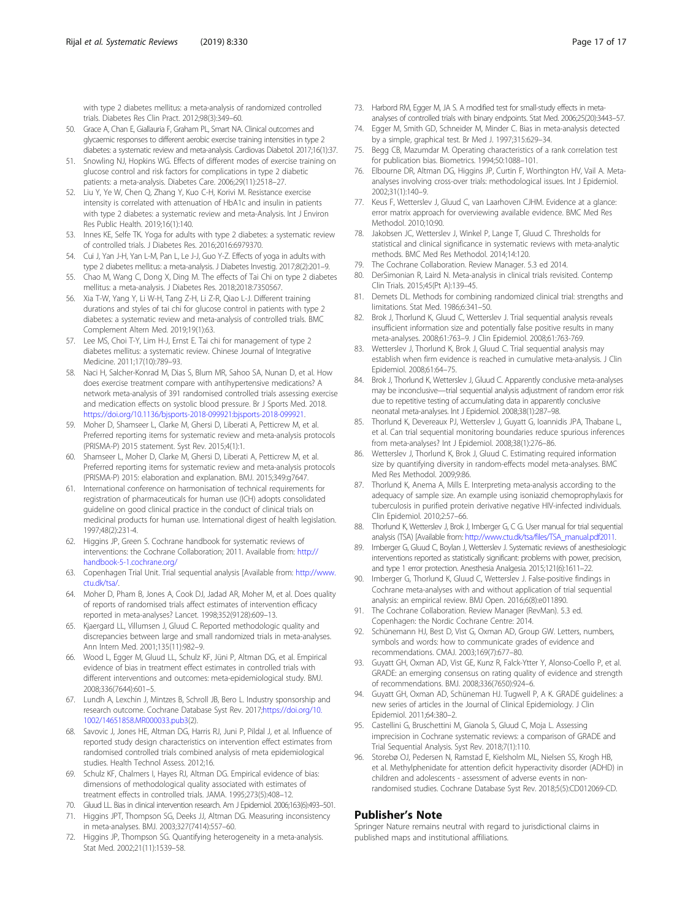with type 2 diabetes mellitus: a meta-analysis of randomized controlled trials. Diabetes Res Clin Pract. 2012;98(3):349–60.

50. Grace A, Chan E, Giallauria F, Graham PL, Smart NA. Clinical outcomes and glycaemic responses to different aerobic exercise training intensities in type 2 diabetes: a systematic review and meta-analysis. Cardiovas Diabetol. 2017;16(1):37.
51. Snowling NJ, Hopkins WG. Effects of different modes of exercise training on glucose control and risk factors for complications in type 2 diabetic patients: a meta-analysis. Diabetes Care. 2006;29(11):2518–27.
52. Liu Y, Ye W, Chen Q, Zhang Y, Kuo C-H, Korivi M. Resistance exercise intensity is correlated with attenuation of HbA1c and insulin in patients with type 2 diabetes: a systematic review and meta-Analysis. Int J Environ Res Public Health. 2019;16(1):140.
53. Innes KE, Selfe TK. Yoga for adults with type 2 diabetes: a systematic review of controlled trials. J Diabetes Res. 2016;2016:6979370.
54. Cui J, Yan J-H, Yan L-M, Pan L, Le J-J, Guo Y-Z. Effects of yoga in adults with type 2 diabetes mellitus: a meta-analysis. J Diabetes Investig. 2017;8(2):201–9.
55. Chao M, Wang C, Dong X, Ding M. The effects of Tai Chi on type 2 diabetes mellitus: a meta-analysis. J Diabetes Res. 2018;2018:7350567.
56. Xia T-W, Yang Y, Li W-H, Tang Z-H, Li Z-R, Qiao L-J. Different training durations and styles of tai chi for glucose control in patients with type 2 diabetes: a systematic review and meta-analysis of controlled trials. BMC Complement Altern Med. 2019;19(1):63.
57. Lee MS, Choi T-Y, Lim H-J, Ernst E. Tai chi for management of type 2 diabetes mellitus: a systematic review. Chinese Journal of Integrative Medicine. 2011;17(10):789–93.
58. Naci H, Salcher-Konrad M, Dias S, Blum MR, Sahoo SA, Nunan D, et al. How does exercise treatment compare with antihypertensive medications? A network meta-analysis of 391 randomised controlled trials assessing exercise and medication effects on systolic blood pressure. Br J Sports Med. 2018. https://doi.org/10.1136/bjsports-2018-099921:bjsports-2018-099921.
59. Moher D, Shamseer L, Clarke M, Ghersi D, Liberati A, Petticrew M, et al. Preferred reporting items for systematic review and meta-analysis protocols (PRISMA-P) 2015 statement. Syst Rev. 2015;4(1):1.
60. Shamseer L, Moher D, Clarke M, Ghersi D, Liberati A, Petticrew M, et al. Preferred reporting items for systematic review and meta-analysis protocols (PRISMA-P) 2015: elaboration and explanation. BMJ. 2015;349:g7647.
61. International conference on harmonisation of technical requirements for registration of pharmaceuticals for human use (ICH) adopts consolidated guideline on good clinical practice in the conduct of clinical trials on medicinal products for human use. International digest of health legislation. 1997;48(2):231-4.
62. Higgins JP, Green S. Cochrane handbook for systematic reviews of interventions: the Cochrane Collaboration; 2011. Available from: http://handbook-5-1.cochrane.org/
63. Copenhagen Trial Unit. Trial sequential analysis [Available from: http://www.ctu.dk/tsa/.
64. Moher D, Pham B, Jones A, Cook DJ, Jadad AR, Moher M, et al. Does quality of reports of randomised trials affect estimates of intervention efficacy reported in meta-analyses? Lancet. 1998;352(9128):609–13.
65. Kjaergard LL, Villumsen J, Gluud C. Reported methodologic quality and discrepancies between large and small randomized trials in meta-analyses. Ann Intern Med. 2001;135(11):982–9.
66. Wood L, Egger M, Gluud LL, Schulz KF, Jüni P, Altman DG, et al. Empirical evidence of bias in treatment effect estimates in controlled trials with different interventions and outcomes: meta-epidemiological study. BMJ. 2008;336(7644):601–5.
67. Lundh A, Lexchin J, Mintzes B, Schroll JB, Bero L. Industry sponsorship and research outcome. Cochrane Database Syst Rev. 2017;https://doi.org/10.1002/14651858.MR000033.pub3(2).
68. Savovic J, Jones HE, Altman DG, Harris RJ, Juni P, Pildal J, et al. Influence of reported study design characteristics on intervention effect estimates from randomized controlled trials combined analysis of meta epidemiological studies. Health Technol Assess. 2012;16.
69. Schulz KF, Chalmers I, Hayes RJ, Altman DG. Empirical evidence of bias: dimensions of methodological quality associated with estimates of treatment effects in controlled trials. JAMA. 1995;273(5):408–12.
70. Gluud LL. Bias in clinical intervention research. Am J Epidemiol. 2006;163(6):493–501.
71. Higgins JPT, Thompson SG, Deeks JJ, Altman DG. Measuring inconsistency in meta-analyses. BMJ. 2003;327(7414):557–60.
72. Higgins JP, Thompson SG. Quantifying heterogeneity in a meta-analysis. Stat Med. 2002;21(11):1539–58.
73. Harbord RM, Egger M, JA S. A modified test for small-study effects in meta-analyses of controlled trials with binary endpoints. Stat Med. 2006;25(20):3443–57.
74. Egger M, Smith GD, Schneider M, Minder C. Bias in meta-analysis detected by a simple, graphical test. Br Med J. 1997;315:629–34.
75. Begg CB, Mazumdar M. Operating characteristics of a rank correlation test for publication bias. Biometrics. 1994;50:1088–101.
76. Elbourne DR, Altman DG, Higgins JP, Curtin F, Worthington HV, Vail A. Meta-analyses involving cross-over trials: methodological issues. Int J Epidemiol. 2002;31(1):140–9.
77. Keus F, Wetterslev J, Gluud C, van Laarhoven CJHM. Evidence at a glance: error matrix approach for overviewing available evidence. BMC Med Res Methodol. 2010;10:90.
78. Jakobsen JC, Wetterslev J, Winkel P, Lange T, Gluud C. Thresholds for statistical and clinical significance in systematic reviews with meta-analytic methods. BMC Med Res Methodol. 2014;14:120.
79. The Cochrane Collaboration. Review Manager. 5.3 ed 2014.
80. DerSimonian R, Laird N. Meta-analysis in clinical trials revisited. Contemp Clin Trials. 2015;45(Pt A):139–45.
81. Demets DL. Methods for combining randomized clinical trial: strengths and limitations. Stat Med. 1986;6:341–50.
82. Brok J, Thorlund K, Gluud C, Wetterslev J. Trial sequential analysis reveals insufficient information size and potentially false positive results in many meta-analyses. 2008;61:763–9. J Clin Epidemiol. 2008;61:763-769.
83. Wetterslev J, Thorlund K, Brok J, Gluud C. Trial sequential analysis may establish when firm evidence is reached in cumulative meta-analysis. J Clin Epidemiol. 2008;61:64–75.
84. Brok J, Thorlund K, Wetterslev J, Gluud C. Apparently conclusive meta-analyses may be inconclusive—trial sequential analysis adjustment of random error risk due to repetitive testing of accumulating data in apparently conclusive neonatal meta-analyses. Int J Epidemiol. 2008;38(1):287–98.
85. Thorlund K, Devereaux PJ, Wetterslev J, Guyatt G, Ioannidis JPA, Thabane L, et al. Can trial sequential monitoring boundaries reduce spurious inferences from meta-analyses? Int J Epidemiol. 2008;38(1):276–86.
86. Wetterslev J, Thorlund K, Brok J, Gluud C. Estimating required information size by quantifying diversity in random-effects model meta-analyses. BMC Med Res Methodol. 2009;9:86.
87. Thorlund K, Anema A, Mills E. Interpreting meta-analysis according to the adequacy of sample size. An example using isoniazid chemoprophylaxis for tuberculosis in purified protein derivative negative HIV-infected individuals. Clin Epidemiol. 2010;2:57–66.
88. Thorlund K, Wetterslev J, Brok J, Imberger G, C G. User manual for trial sequential analysis (TSA) [Available from: http://www.ctu.dk/tsa/files/TSA_manual.pdf2011.
89. Imberger G, Gluud C, Boylan J, Wetterslev J. Systematic reviews of anesthesiologic interventions reported as statistically significant: problems with power, precision, and type 1 error protection. Anesthesia Analgesia. 2015;121(6):1611–22.
90. Imberger G, Thorlund K, Gluud C, Wetterslev J. False-positive findings in Cochrane meta-analyses with and without application of trial sequential analysis: an empirical review. BMJ Open. 2016;6(8):e011890.
91. The Cochrane Collaboration. Review Manager (RevMan). 5.3 ed. Copenhagen: the Nordic Cochrane Centre: 2014.
92. Schünemann HJ, Best D, Vist G, Oxman AD, Group GW. Letters, numbers, symbols and words: how to communicate grades of evidence and recommendations. CMAJ. 2003;169(7):677–80.
93. Guyatt GH, Oxman AD, Vist GE, Kunz R, Falck-Ytter Y, Alonso-Coello P, et al. GRADE: an emerging consensus on rating quality of evidence and strength of recommendations. BMJ. 2008;336(7650):924–6.
94. Guyatt GH, Oxman AD, Schüneman HJ. Tugwell P, A K. GRADE guidelines: a new series of articles in the Journal of Clinical Epidemiology. J Clin Epidemiol. 2011;64:380–2.
95. Castellini G, Bruschettini M, Gianola S, Gluud C, Moja L. Assessing imprecision in Cochrane systematic reviews: a comparison of GRADE and Trial Sequential Analysis. Syst Rev. 2018;7(1):110.
96. Storebø OJ, Pedersen N, Ramstad E, Kielsholm ML, Nielsen SS, Krogh HB, et al. Methylphenidate for attention deficit hyperactivity disorder (ADHD) in children and adolescents - assessment of adverse events in non-randomised studies. Cochrane Database Syst Rev. 2018;5(5):CD012069-CD.

## Publisher's Note

Springer Nature remains neutral with regard to jurisdictional claims in published maps and institutional affiliations.